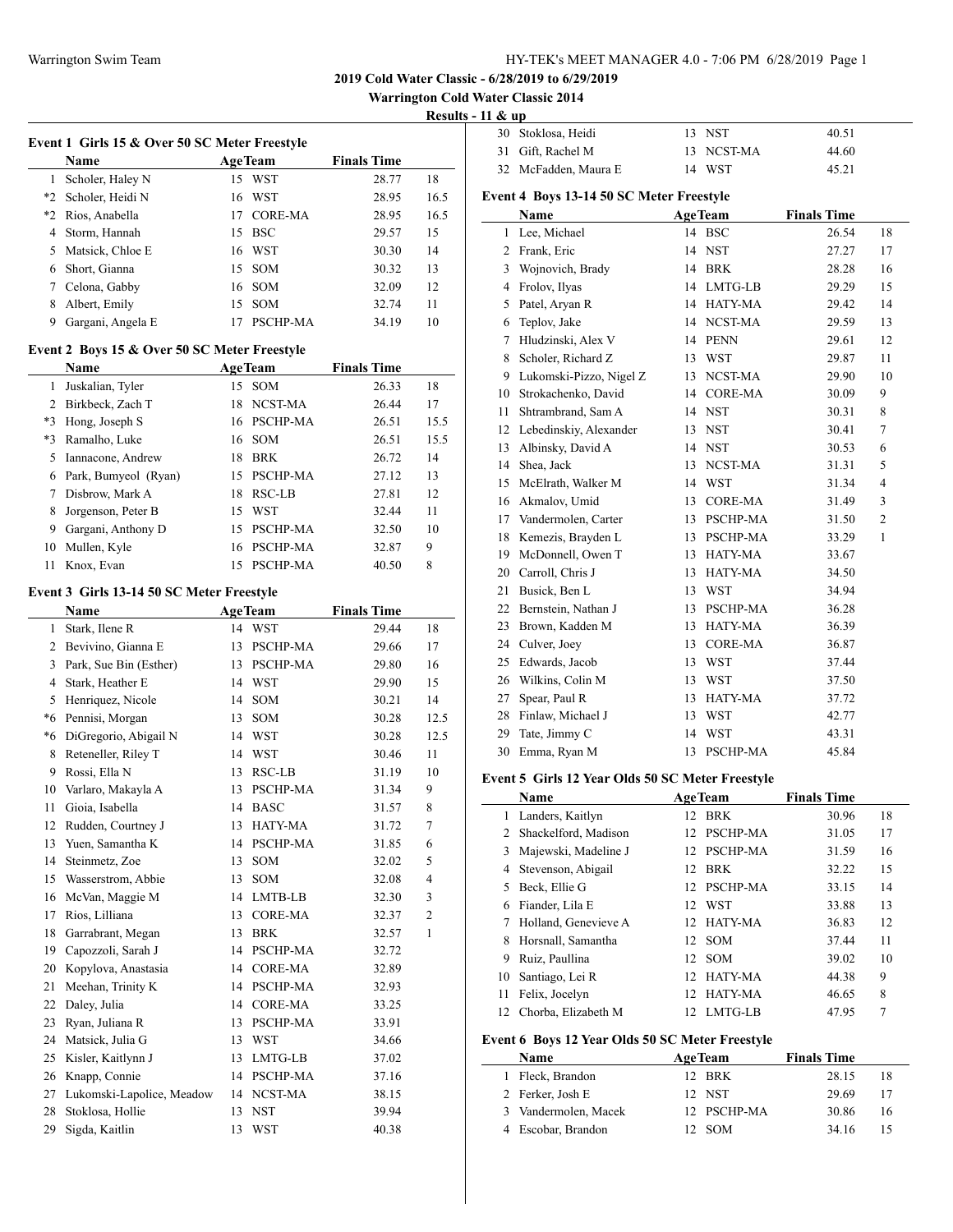**2019 Cold Water Classic - 6/28/2019 to 6/29/2019**

**Warrington Cold Water Classic 2014**

**Results - 11 & up**

### Event 1 Girls 15 & Over 50 SC Meter Freestyle

| | Name | Age | Team | Finals Time | |
|---|---|---|---|---|---|
| 1 | Scholer, Haley N | 15 | WST | 28.77 | 18 |
| *2 | Scholer, Heidi N | 16 | WST | 28.95 | 16.5 |
| *2 | Rios, Anabella | 17 | CORE-MA | 28.95 | 16.5 |
| 4 | Storm, Hannah | 15 | BSC | 29.57 | 15 |
| 5 | Matsick, Chloe E | 16 | WST | 30.30 | 14 |
| 6 | Short, Gianna | 15 | SOM | 30.32 | 13 |
| 7 | Celona, Gabby | 16 | SOM | 32.09 | 12 |
| 8 | Albert, Emily | 15 | SOM | 32.74 | 11 |
| 9 | Gargani, Angela E | 17 | PSCHP-MA | 34.19 | 10 |

### Event 2 Boys 15 & Over 50 SC Meter Freestyle

| | Name | Age | Team | Finals Time | |
|---|---|---|---|---|---|
| 1 | Juskalian, Tyler | 15 | SOM | 26.33 | 18 |
| 2 | Birkbeck, Zach T | 18 | NCST-MA | 26.44 | 17 |
| *3 | Hong, Joseph S | 16 | PSCHP-MA | 26.51 | 15.5 |
| *3 | Ramalho, Luke | 16 | SOM | 26.51 | 15.5 |
| 5 | Iannacone, Andrew | 18 | BRK | 26.72 | 14 |
| 6 | Park, Bumyeol (Ryan) | 15 | PSCHP-MA | 27.12 | 13 |
| 7 | Disbrow, Mark A | 18 | RSC-LB | 27.81 | 12 |
| 8 | Jorgenson, Peter B | 15 | WST | 32.44 | 11 |
| 9 | Gargani, Anthony D | 15 | PSCHP-MA | 32.50 | 10 |
| 10 | Mullen, Kyle | 16 | PSCHP-MA | 32.87 | 9 |
| 11 | Knox, Evan | 15 | PSCHP-MA | 40.50 | 8 |

### Event 3 Girls 13-14 50 SC Meter Freestyle

| | Name | Age | Team | Finals Time | |
|---|---|---|---|---|---|
| 1 | Stark, Ilene R | 14 | WST | 29.44 | 18 |
| 2 | Bevivino, Gianna E | 13 | PSCHP-MA | 29.66 | 17 |
| 3 | Park, Sue Bin (Esther) | 13 | PSCHP-MA | 29.80 | 16 |
| 4 | Stark, Heather E | 14 | WST | 29.90 | 15 |
| 5 | Henriquez, Nicole | 14 | SOM | 30.21 | 14 |
| *6 | Pennisi, Morgan | 13 | SOM | 30.28 | 12.5 |
| *6 | DiGregorio, Abigail N | 14 | WST | 30.28 | 12.5 |
| 8 | Reteneller, Riley T | 14 | WST | 30.46 | 11 |
| 9 | Rossi, Ella N | 13 | RSC-LB | 31.19 | 10 |
| 10 | Varlaro, Makayla A | 13 | PSCHP-MA | 31.34 | 9 |
| 11 | Gioia, Isabella | 14 | BASC | 31.57 | 8 |
| 12 | Rudden, Courtney J | 13 | HATY-MA | 31.72 | 7 |
| 13 | Yuen, Samantha K | 14 | PSCHP-MA | 31.85 | 6 |
| 14 | Steinmetz, Zoe | 13 | SOM | 32.02 | 5 |
| 15 | Wasserstrom, Abbie | 13 | SOM | 32.08 | 4 |
| 16 | McVan, Maggie M | 14 | LMTB-LB | 32.30 | 3 |
| 17 | Rios, Lilliana | 13 | CORE-MA | 32.37 | 2 |
| 18 | Garrabrant, Megan | 13 | BRK | 32.57 | 1 |
| 19 | Capozzoli, Sarah J | 14 | PSCHP-MA | 32.72 | |
| 20 | Kopylova, Anastasia | 14 | CORE-MA | 32.89 | |
| 21 | Meehan, Trinity K | 14 | PSCHP-MA | 32.93 | |
| 22 | Daley, Julia | 14 | CORE-MA | 33.25 | |
| 23 | Ryan, Juliana R | 13 | PSCHP-MA | 33.91 | |
| 24 | Matsick, Julia G | 13 | WST | 34.66 | |
| 25 | Kisler, Kaitlynn J | 13 | LMTG-LB | 37.02 | |
| 26 | Knapp, Connie | 14 | PSCHP-MA | 37.16 | |
| 27 | Lukomski-Lapolice, Meadow | 14 | NCST-MA | 38.15 | |
| 28 | Stoklosa, Hollie | 13 | NST | 39.94 | |
| 29 | Sigda, Kaitlin | 13 | WST | 40.38 | |
| 30 | Stoklosa, Heidi | 13 | NST | 40.51 | |
| 31 | Gift, Rachel M | 13 | NCST-MA | 44.60 | |
| 32 | McFadden, Maura E | 14 | WST | 45.21 | |

### Event 4 Boys 13-14 50 SC Meter Freestyle

| | Name | Age | Team | Finals Time | |
|---|---|---|---|---|---|
| 1 | Lee, Michael | 14 | BSC | 26.54 | 18 |
| 2 | Frank, Eric | 14 | NST | 27.27 | 17 |
| 3 | Wojnovich, Brady | 14 | BRK | 28.28 | 16 |
| 4 | Frolov, Ilyas | 14 | LMTG-LB | 29.29 | 15 |
| 5 | Patel, Aryan R | 14 | HATY-MA | 29.42 | 14 |
| 6 | Teplov, Jake | 14 | NCST-MA | 29.59 | 13 |
| 7 | Hludzinski, Alex V | 14 | PENN | 29.61 | 12 |
| 8 | Scholer, Richard Z | 13 | WST | 29.87 | 11 |
| 9 | Lukomski-Pizzo, Nigel Z | 13 | NCST-MA | 29.90 | 10 |
| 10 | Strokachenko, David | 14 | CORE-MA | 30.09 | 9 |
| 11 | Shtrambrand, Sam A | 14 | NST | 30.31 | 8 |
| 12 | Lebedinskiy, Alexander | 13 | NST | 30.41 | 7 |
| 13 | Albinsky, David A | 14 | NST | 30.53 | 6 |
| 14 | Shea, Jack | 13 | NCST-MA | 31.31 | 5 |
| 15 | McElrath, Walker M | 14 | WST | 31.34 | 4 |
| 16 | Akmalov, Umid | 13 | CORE-MA | 31.49 | 3 |
| 17 | Vandermolen, Carter | 13 | PSCHP-MA | 31.50 | 2 |
| 18 | Kemezis, Brayden L | 13 | PSCHP-MA | 33.29 | 1 |
| 19 | McDonnell, Owen T | 13 | HATY-MA | 33.67 | |
| 20 | Carroll, Chris J | 13 | HATY-MA | 34.50 | |
| 21 | Busick, Ben L | 13 | WST | 34.94 | |
| 22 | Bernstein, Nathan J | 13 | PSCHP-MA | 36.28 | |
| 23 | Brown, Kadden M | 13 | HATY-MA | 36.39 | |
| 24 | Culver, Joey | 13 | CORE-MA | 36.87 | |
| 25 | Edwards, Jacob | 13 | WST | 37.44 | |
| 26 | Wilkins, Colin M | 13 | WST | 37.50 | |
| 27 | Spear, Paul R | 13 | HATY-MA | 37.72 | |
| 28 | Finlaw, Michael J | 13 | WST | 42.77 | |
| 29 | Tate, Jimmy C | 14 | WST | 43.31 | |
| 30 | Emma, Ryan M | 13 | PSCHP-MA | 45.84 | |

### Event 5 Girls 12 Year Olds 50 SC Meter Freestyle

| | Name | Age | Team | Finals Time | |
|---|---|---|---|---|---|
| 1 | Landers, Kaitlyn | 12 | BRK | 30.96 | 18 |
| 2 | Shackelford, Madison | 12 | PSCHP-MA | 31.05 | 17 |
| 3 | Majewski, Madeline J | 12 | PSCHP-MA | 31.59 | 16 |
| 4 | Stevenson, Abigail | 12 | BRK | 32.22 | 15 |
| 5 | Beck, Ellie G | 12 | PSCHP-MA | 33.15 | 14 |
| 6 | Fiander, Lila E | 12 | WST | 33.88 | 13 |
| 7 | Holland, Genevieve A | 12 | HATY-MA | 36.83 | 12 |
| 8 | Horsnall, Samantha | 12 | SOM | 37.44 | 11 |
| 9 | Ruiz, Paullina | 12 | SOM | 39.02 | 10 |
| 10 | Santiago, Lei R | 12 | HATY-MA | 44.38 | 9 |
| 11 | Felix, Jocelyn | 12 | HATY-MA | 46.65 | 8 |
| 12 | Chorba, Elizabeth M | 12 | LMTG-LB | 47.95 | 7 |

### Event 6 Boys 12 Year Olds 50 SC Meter Freestyle

| | Name | Age | Team | Finals Time | |
|---|---|---|---|---|---|
| 1 | Fleck, Brandon | 12 | BRK | 28.15 | 18 |
| 2 | Ferker, Josh E | 12 | NST | 29.69 | 17 |
| 3 | Vandermolen, Macek | 12 | PSCHP-MA | 30.86 | 16 |
| 4 | Escobar, Brandon | 12 | SOM | 34.16 | 15 |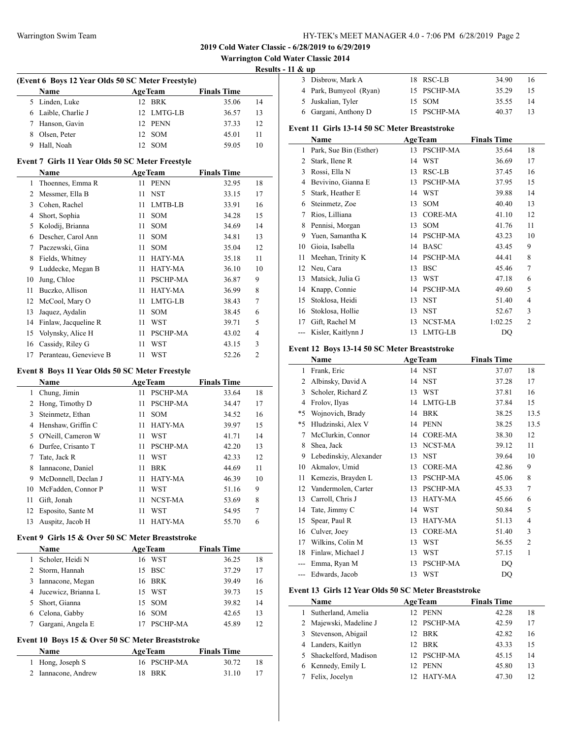**2019 Cold Water Classic - 6/28/2019 to 6/29/2019**

**Warrington Cold Water Classic 2014**

**Results - 11 & up**

### (Event 6 Boys 12 Year Olds 50 SC Meter Freestyle)

| | Name | Age | Team | Finals Time | |
|---|---|---|---|---|---|
| 5 | Linden, Luke | 12 | BRK | 35.06 | 14 |
| 6 | Laible, Charlie J | 12 | LMTG-LB | 36.57 | 13 |
| 7 | Hanson, Gavin | 12 | PENN | 37.33 | 12 |
| 8 | Olsen, Peter | 12 | SOM | 45.01 | 11 |
| 9 | Hall, Noah | 12 | SOM | 59.05 | 10 |

### Event 7 Girls 11 Year Olds 50 SC Meter Freestyle

| | Name | Age | Team | Finals Time | |
|---|---|---|---|---|---|
| 1 | Thoennes, Emma R | 11 | PENN | 32.95 | 18 |
| 2 | Messmer, Ella B | 11 | NST | 33.15 | 17 |
| 3 | Cohen, Rachel | 11 | LMTB-LB | 33.91 | 16 |
| 4 | Short, Sophia | 11 | SOM | 34.28 | 15 |
| 5 | Kolodij, Brianna | 11 | SOM | 34.69 | 14 |
| 6 | Descher, Carol Ann | 11 | SOM | 34.81 | 13 |
| 7 | Paczewski, Gina | 11 | SOM | 35.04 | 12 |
| 8 | Fields, Whitney | 11 | HATY-MA | 35.18 | 11 |
| 9 | Luddecke, Megan B | 11 | HATY-MA | 36.10 | 10 |
| 10 | Jung, Chloe | 11 | PSCHP-MA | 36.87 | 9 |
| 11 | Buczko, Allison | 11 | HATY-MA | 36.99 | 8 |
| 12 | McCool, Mary O | 11 | LMTG-LB | 38.43 | 7 |
| 13 | Jaquez, Aydalin | 11 | SOM | 38.45 | 6 |
| 14 | Finlaw, Jacqueline R | 11 | WST | 39.71 | 5 |
| 15 | Volynsky, Alice H | 11 | PSCHP-MA | 43.02 | 4 |
| 16 | Cassidy, Riley G | 11 | WST | 43.15 | 3 |
| 17 | Peranteau, Genevieve B | 11 | WST | 52.26 | 2 |

### Event 8 Boys 11 Year Olds 50 SC Meter Freestyle

| | Name | Age | Team | Finals Time | |
|---|---|---|---|---|---|
| 1 | Chung, Jimin | 11 | PSCHP-MA | 33.64 | 18 |
| 2 | Hong, Timothy D | 11 | PSCHP-MA | 34.47 | 17 |
| 3 | Steinmetz, Ethan | 11 | SOM | 34.52 | 16 |
| 4 | Henshaw, Griffin C | 11 | HATY-MA | 39.97 | 15 |
| 5 | O'Neill, Cameron W | 11 | WST | 41.71 | 14 |
| 6 | Durfee, Crisanto T | 11 | PSCHP-MA | 42.20 | 13 |
| 7 | Tate, Jack R | 11 | WST | 42.33 | 12 |
| 8 | Iannacone, Daniel | 11 | BRK | 44.69 | 11 |
| 9 | McDonnell, Declan J | 11 | HATY-MA | 46.39 | 10 |
| 10 | McFadden, Connor P | 11 | WST | 51.16 | 9 |
| 11 | Gift, Jonah | 11 | NCST-MA | 53.69 | 8 |
| 12 | Esposito, Sante M | 11 | WST | 54.95 | 7 |
| 13 | Auspitz, Jacob H | 11 | HATY-MA | 55.70 | 6 |

### Event 9 Girls 15 & Over 50 SC Meter Breaststroke

| | Name | Age | Team | Finals Time | |
|---|---|---|---|---|---|
| 1 | Scholer, Heidi N | 16 | WST | 36.25 | 18 |
| 2 | Storm, Hannah | 15 | BSC | 37.29 | 17 |
| 3 | Iannacone, Megan | 16 | BRK | 39.49 | 16 |
| 4 | Jucewicz, Brianna L | 15 | WST | 39.73 | 15 |
| 5 | Short, Gianna | 15 | SOM | 39.82 | 14 |
| 6 | Celona, Gabby | 16 | SOM | 42.65 | 13 |
| 7 | Gargani, Angela E | 17 | PSCHP-MA | 45.89 | 12 |

### Event 10 Boys 15 & Over 50 SC Meter Breaststroke

| | Name | Age | Team | Finals Time | |
|---|---|---|---|---|---|
| 1 | Hong, Joseph S | 16 | PSCHP-MA | 30.72 | 18 |
| 2 | Iannacone, Andrew | 18 | BRK | 31.10 | 17 |
| 3 | Disbrow, Mark A | 18 | RSC-LB | 34.90 | 16 |
| 4 | Park, Bumyeol (Ryan) | 15 | PSCHP-MA | 35.29 | 15 |
| 5 | Juskalian, Tyler | 15 | SOM | 35.55 | 14 |
| 6 | Gargani, Anthony D | 15 | PSCHP-MA | 40.37 | 13 |

### Event 11 Girls 13-14 50 SC Meter Breaststroke

| | Name | Age | Team | Finals Time | |
|---|---|---|---|---|---|
| 1 | Park, Sue Bin (Esther) | 13 | PSCHP-MA | 35.64 | 18 |
| 2 | Stark, Ilene R | 14 | WST | 36.69 | 17 |
| 3 | Rossi, Ella N | 13 | RSC-LB | 37.45 | 16 |
| 4 | Bevivino, Gianna E | 13 | PSCHP-MA | 37.95 | 15 |
| 5 | Stark, Heather E | 14 | WST | 39.88 | 14 |
| 6 | Steinmetz, Zoe | 13 | SOM | 40.40 | 13 |
| 7 | Rios, Lilliana | 13 | CORE-MA | 41.10 | 12 |
| 8 | Pennisi, Morgan | 13 | SOM | 41.76 | 11 |
| 9 | Yuen, Samantha K | 14 | PSCHP-MA | 43.23 | 10 |
| 10 | Gioia, Isabella | 14 | BASC | 43.45 | 9 |
| 11 | Meehan, Trinity K | 14 | PSCHP-MA | 44.41 | 8 |
| 12 | Neu, Cara | 13 | BSC | 45.46 | 7 |
| 13 | Matsick, Julia G | 13 | WST | 47.18 | 6 |
| 14 | Knapp, Connie | 14 | PSCHP-MA | 49.60 | 5 |
| 15 | Stoklosa, Heidi | 13 | NST | 51.40 | 4 |
| 16 | Stoklosa, Hollie | 13 | NST | 52.67 | 3 |
| 17 | Gift, Rachel M | 13 | NCST-MA | 1:02.25 | 2 |
| --- | Kisler, Kaitlynn J | 13 | LMTG-LB | DQ | |

### Event 12 Boys 13-14 50 SC Meter Breaststroke

| | Name | Age | Team | Finals Time | |
|---|---|---|---|---|---|
| 1 | Frank, Eric | 14 | NST | 37.07 | 18 |
| 2 | Albinsky, David A | 14 | NST | 37.28 | 17 |
| 3 | Scholer, Richard Z | 13 | WST | 37.81 | 16 |
| 4 | Frolov, Ilyas | 14 | LMTG-LB | 37.84 | 15 |
| *5 | Wojnovich, Brady | 14 | BRK | 38.25 | 13.5 |
| *5 | Hludzinski, Alex V | 14 | PENN | 38.25 | 13.5 |
| 7 | McClurkin, Connor | 14 | CORE-MA | 38.30 | 12 |
| 8 | Shea, Jack | 13 | NCST-MA | 39.12 | 11 |
| 9 | Lebedinskiy, Alexander | 13 | NST | 39.64 | 10 |
| 10 | Akmalov, Umid | 13 | CORE-MA | 42.86 | 9 |
| 11 | Kemezis, Brayden L | 13 | PSCHP-MA | 45.06 | 8 |
| 12 | Vandermolen, Carter | 13 | PSCHP-MA | 45.33 | 7 |
| 13 | Carroll, Chris J | 13 | HATY-MA | 45.66 | 6 |
| 14 | Tate, Jimmy C | 14 | WST | 50.84 | 5 |
| 15 | Spear, Paul R | 13 | HATY-MA | 51.13 | 4 |
| 16 | Culver, Joey | 13 | CORE-MA | 51.40 | 3 |
| 17 | Wilkins, Colin M | 13 | WST | 56.55 | 2 |
| 18 | Finlaw, Michael J | 13 | WST | 57.15 | 1 |
| --- | Emma, Ryan M | 13 | PSCHP-MA | DQ | |
| --- | Edwards, Jacob | 13 | WST | DQ | |

### Event 13 Girls 12 Year Olds 50 SC Meter Breaststroke

| | Name | Age | Team | Finals Time | |
|---|---|---|---|---|---|
| 1 | Sutherland, Amelia | 12 | PENN | 42.28 | 18 |
| 2 | Majewski, Madeline J | 12 | PSCHP-MA | 42.59 | 17 |
| 3 | Stevenson, Abigail | 12 | BRK | 42.82 | 16 |
| 4 | Landers, Kaitlyn | 12 | BRK | 43.33 | 15 |
| 5 | Shackelford, Madison | 12 | PSCHP-MA | 45.15 | 14 |
| 6 | Kennedy, Emily L | 12 | PENN | 45.80 | 13 |
| 7 | Felix, Jocelyn | 12 | HATY-MA | 47.30 | 12 |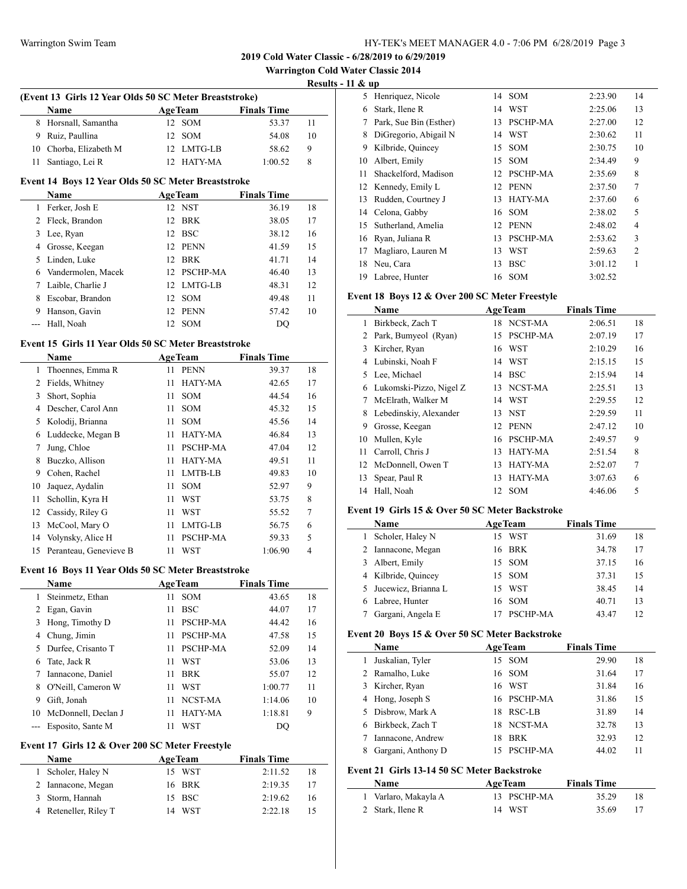**2019 Cold Water Classic - 6/28/2019 to 6/29/2019**

**Warrington Cold Water Classic 2014**

**Results - 11 & up**

### (Event 13 Girls 12 Year Olds 50 SC Meter Breaststroke)

| | Name | Age | Team | Finals Time | |
|---|---|---|---|---|---|
| 8 | Horsnall, Samantha | 12 | SOM | 53.37 | 11 |
| 9 | Ruiz, Paullina | 12 | SOM | 54.08 | 10 |
| 10 | Chorba, Elizabeth M | 12 | LMTG-LB | 58.62 | 9 |
| 11 | Santiago, Lei R | 12 | HATY-MA | 1:00.52 | 8 |

### Event 14 Boys 12 Year Olds 50 SC Meter Breaststroke

| | Name | Age | Team | Finals Time | |
|---|---|---|---|---|---|
| 1 | Ferker, Josh E | 12 | NST | 36.19 | 18 |
| 2 | Fleck, Brandon | 12 | BRK | 38.05 | 17 |
| 3 | Lee, Ryan | 12 | BSC | 38.12 | 16 |
| 4 | Grosse, Keegan | 12 | PENN | 41.59 | 15 |
| 5 | Linden, Luke | 12 | BRK | 41.71 | 14 |
| 6 | Vandermolen, Macek | 12 | PSCHP-MA | 46.40 | 13 |
| 7 | Laible, Charlie J | 12 | LMTG-LB | 48.31 | 12 |
| 8 | Escobar, Brandon | 12 | SOM | 49.48 | 11 |
| 9 | Hanson, Gavin | 12 | PENN | 57.42 | 10 |
| --- | Hall, Noah | 12 | SOM | DQ | |

### Event 15 Girls 11 Year Olds 50 SC Meter Breaststroke

| | Name | Age | Team | Finals Time | |
|---|---|---|---|---|---|
| 1 | Thoennes, Emma R | 11 | PENN | 39.37 | 18 |
| 2 | Fields, Whitney | 11 | HATY-MA | 42.65 | 17 |
| 3 | Short, Sophia | 11 | SOM | 44.54 | 16 |
| 4 | Descher, Carol Ann | 11 | SOM | 45.32 | 15 |
| 5 | Kolodij, Brianna | 11 | SOM | 45.56 | 14 |
| 6 | Luddecke, Megan B | 11 | HATY-MA | 46.84 | 13 |
| 7 | Jung, Chloe | 11 | PSCHP-MA | 47.04 | 12 |
| 8 | Buczko, Allison | 11 | HATY-MA | 49.51 | 11 |
| 9 | Cohen, Rachel | 11 | LMTB-LB | 49.83 | 10 |
| 10 | Jaquez, Aydalin | 11 | SOM | 52.97 | 9 |
| 11 | Schollin, Kyra H | 11 | WST | 53.75 | 8 |
| 12 | Cassidy, Riley G | 11 | WST | 55.52 | 7 |
| 13 | McCool, Mary O | 11 | LMTG-LB | 56.75 | 6 |
| 14 | Volynsky, Alice H | 11 | PSCHP-MA | 59.33 | 5 |
| 15 | Peranteau, Genevieve B | 11 | WST | 1:06.90 | 4 |

### Event 16 Boys 11 Year Olds 50 SC Meter Breaststroke

| | Name | Age | Team | Finals Time | |
|---|---|---|---|---|---|
| 1 | Steinmetz, Ethan | 11 | SOM | 43.65 | 18 |
| 2 | Egan, Gavin | 11 | BSC | 44.07 | 17 |
| 3 | Hong, Timothy D | 11 | PSCHP-MA | 44.42 | 16 |
| 4 | Chung, Jimin | 11 | PSCHP-MA | 47.58 | 15 |
| 5 | Durfee, Crisanto T | 11 | PSCHP-MA | 52.09 | 14 |
| 6 | Tate, Jack R | 11 | WST | 53.06 | 13 |
| 7 | Iannacone, Daniel | 11 | BRK | 55.07 | 12 |
| 8 | O'Neill, Cameron W | 11 | WST | 1:00.77 | 11 |
| 9 | Gift, Jonah | 11 | NCST-MA | 1:14.06 | 10 |
| 10 | McDonnell, Declan J | 11 | HATY-MA | 1:18.81 | 9 |
| --- | Esposito, Sante M | 11 | WST | DQ | |

### Event 17 Girls 12 & Over 200 SC Meter Freestyle

| | Name | Age | Team | Finals Time | |
|---|---|---|---|---|---|
| 1 | Scholer, Haley N | 15 | WST | 2:11.52 | 18 |
| 2 | Iannacone, Megan | 16 | BRK | 2:19.35 | 17 |
| 3 | Storm, Hannah | 15 | BSC | 2:19.62 | 16 |
| 4 | Reteneller, Riley T | 14 | WST | 2:22.18 | 15 |
| 5 | Henriquez, Nicole | 14 | SOM | 2:23.90 | 14 |
| 6 | Stark, Ilene R | 14 | WST | 2:25.06 | 13 |
| 7 | Park, Sue Bin (Esther) | 13 | PSCHP-MA | 2:27.00 | 12 |
| 8 | DiGregorio, Abigail N | 14 | WST | 2:30.62 | 11 |
| 9 | Kilbride, Quincey | 15 | SOM | 2:30.75 | 10 |
| 10 | Albert, Emily | 15 | SOM | 2:34.49 | 9 |
| 11 | Shackelford, Madison | 12 | PSCHP-MA | 2:35.69 | 8 |
| 12 | Kennedy, Emily L | 12 | PENN | 2:37.50 | 7 |
| 13 | Rudden, Courtney J | 13 | HATY-MA | 2:37.60 | 6 |
| 14 | Celona, Gabby | 16 | SOM | 2:38.02 | 5 |
| 15 | Sutherland, Amelia | 12 | PENN | 2:48.02 | 4 |
| 16 | Ryan, Juliana R | 13 | PSCHP-MA | 2:53.62 | 3 |
| 17 | Magliaro, Lauren M | 13 | WST | 2:59.63 | 2 |
| 18 | Neu, Cara | 13 | BSC | 3:01.12 | 1 |
| 19 | Labree, Hunter | 16 | SOM | 3:02.52 | |

### Event 18 Boys 12 & Over 200 SC Meter Freestyle

| | Name | Age | Team | Finals Time | |
|---|---|---|---|---|---|
| 1 | Birkbeck, Zach T | 18 | NCST-MA | 2:06.51 | 18 |
| 2 | Park, Bumyeol (Ryan) | 15 | PSCHP-MA | 2:07.19 | 17 |
| 3 | Kircher, Ryan | 16 | WST | 2:10.29 | 16 |
| 4 | Lubinski, Noah F | 14 | WST | 2:15.15 | 15 |
| 5 | Lee, Michael | 14 | BSC | 2:15.94 | 14 |
| 6 | Lukomski-Pizzo, Nigel Z | 13 | NCST-MA | 2:25.51 | 13 |
| 7 | McElrath, Walker M | 14 | WST | 2:29.55 | 12 |
| 8 | Lebedinskiy, Alexander | 13 | NST | 2:29.59 | 11 |
| 9 | Grosse, Keegan | 12 | PENN | 2:47.12 | 10 |
| 10 | Mullen, Kyle | 16 | PSCHP-MA | 2:49.57 | 9 |
| 11 | Carroll, Chris J | 13 | HATY-MA | 2:51.54 | 8 |
| 12 | McDonnell, Owen T | 13 | HATY-MA | 2:52.07 | 7 |
| 13 | Spear, Paul R | 13 | HATY-MA | 3:07.63 | 6 |
| 14 | Hall, Noah | 12 | SOM | 4:46.06 | 5 |

### Event 19 Girls 15 & Over 50 SC Meter Backstroke

| | Name | Age | Team | Finals Time | |
|---|---|---|---|---|---|
| 1 | Scholer, Haley N | 15 | WST | 31.69 | 18 |
| 2 | Iannacone, Megan | 16 | BRK | 34.78 | 17 |
| 3 | Albert, Emily | 15 | SOM | 37.15 | 16 |
| 4 | Kilbride, Quincey | 15 | SOM | 37.31 | 15 |
| 5 | Jucewicz, Brianna L | 15 | WST | 38.45 | 14 |
| 6 | Labree, Hunter | 16 | SOM | 40.71 | 13 |
| 7 | Gargani, Angela E | 17 | PSCHP-MA | 43.47 | 12 |

### Event 20 Boys 15 & Over 50 SC Meter Backstroke

| | Name | Age | Team | Finals Time | |
|---|---|---|---|---|---|
| 1 | Juskalian, Tyler | 15 | SOM | 29.90 | 18 |
| 2 | Ramalho, Luke | 16 | SOM | 31.64 | 17 |
| 3 | Kircher, Ryan | 16 | WST | 31.84 | 16 |
| 4 | Hong, Joseph S | 16 | PSCHP-MA | 31.86 | 15 |
| 5 | Disbrow, Mark A | 18 | RSC-LB | 31.89 | 14 |
| 6 | Birkbeck, Zach T | 18 | NCST-MA | 32.78 | 13 |
| 7 | Iannacone, Andrew | 18 | BRK | 32.93 | 12 |
| 8 | Gargani, Anthony D | 15 | PSCHP-MA | 44.02 | 11 |

### Event 21 Girls 13-14 50 SC Meter Backstroke

| | Name | Age | Team | Finals Time | |
|---|---|---|---|---|---|
| 1 | Varlaro, Makayla A | 13 | PSCHP-MA | 35.29 | 18 |
| 2 | Stark, Ilene R | 14 | WST | 35.69 | 17 |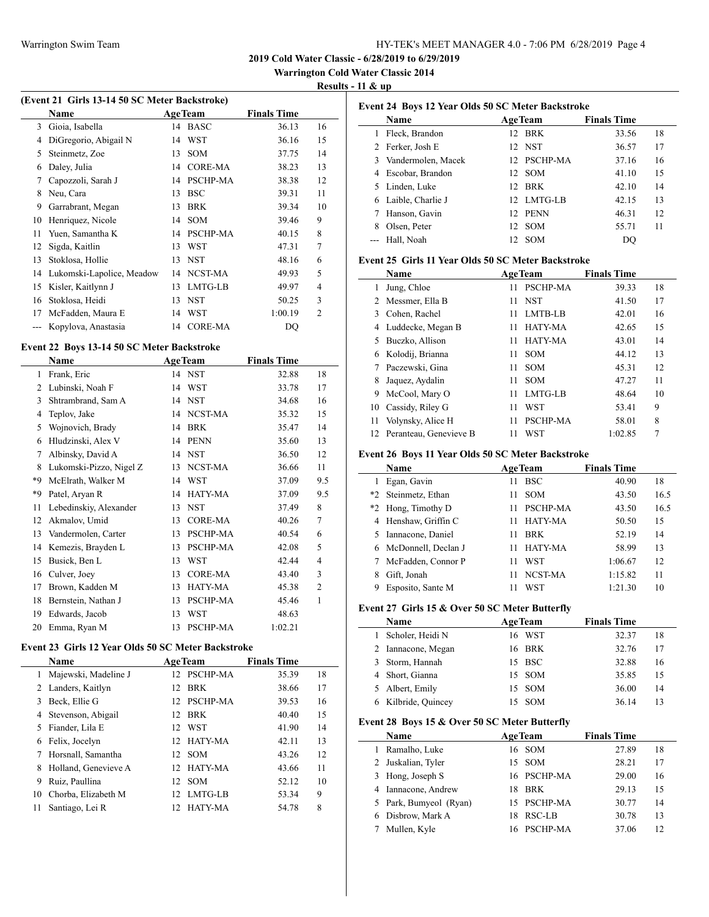## 2019 Cold Water Classic - 6/28/2019 to 6/29/2019

## Warrington Cold Water Classic 2014

## Results - 11 & up

### (Event 21 Girls 13-14 50 SC Meter Backstroke)

| | Name | Age | Team | Finals Time | |
|---|---|---|---|---|---|
| 3 | Gioia, Isabella | 14 | BASC | 36.13 | 16 |
| 4 | DiGregorio, Abigail N | 14 | WST | 36.16 | 15 |
| 5 | Steinmetz, Zoe | 13 | SOM | 37.75 | 14 |
| 6 | Daley, Julia | 14 | CORE-MA | 38.23 | 13 |
| 7 | Capozzoli, Sarah J | 14 | PSCHP-MA | 38.38 | 12 |
| 8 | Neu, Cara | 13 | BSC | 39.31 | 11 |
| 9 | Garrabrant, Megan | 13 | BRK | 39.34 | 10 |
| 10 | Henriquez, Nicole | 14 | SOM | 39.46 | 9 |
| 11 | Yuen, Samantha K | 14 | PSCHP-MA | 40.15 | 8 |
| 12 | Sigda, Kaitlin | 13 | WST | 47.31 | 7 |
| 13 | Stoklosa, Hollie | 13 | NST | 48.16 | 6 |
| 14 | Lukomski-Lapolice, Meadow | 14 | NCST-MA | 49.93 | 5 |
| 15 | Kisler, Kaitlynn J | 13 | LMTG-LB | 49.97 | 4 |
| 16 | Stoklosa, Heidi | 13 | NST | 50.25 | 3 |
| 17 | McFadden, Maura E | 14 | WST | 1:00.19 | 2 |
| --- | Kopylova, Anastasia | 14 | CORE-MA | DQ | |

### Event 22 Boys 13-14 50 SC Meter Backstroke

| | Name | Age | Team | Finals Time | |
|---|---|---|---|---|---|
| 1 | Frank, Eric | 14 | NST | 32.88 | 18 |
| 2 | Lubinski, Noah F | 14 | WST | 33.78 | 17 |
| 3 | Shtrambrand, Sam A | 14 | NST | 34.68 | 16 |
| 4 | Teplov, Jake | 14 | NCST-MA | 35.32 | 15 |
| 5 | Wojnovich, Brady | 14 | BRK | 35.47 | 14 |
| 6 | Hludzinski, Alex V | 14 | PENN | 35.60 | 13 |
| 7 | Albinsky, David A | 14 | NST | 36.50 | 12 |
| 8 | Lukomski-Pizzo, Nigel Z | 13 | NCST-MA | 36.66 | 11 |
| *9 | McElrath, Walker M | 14 | WST | 37.09 | 9.5 |
| *9 | Patel, Aryan R | 14 | HATY-MA | 37.09 | 9.5 |
| 11 | Lebedinskiy, Alexander | 13 | NST | 37.49 | 8 |
| 12 | Akmalov, Umid | 13 | CORE-MA | 40.26 | 7 |
| 13 | Vandermolen, Carter | 13 | PSCHP-MA | 40.54 | 6 |
| 14 | Kemezis, Brayden L | 13 | PSCHP-MA | 42.08 | 5 |
| 15 | Busick, Ben L | 13 | WST | 42.44 | 4 |
| 16 | Culver, Joey | 13 | CORE-MA | 43.40 | 3 |
| 17 | Brown, Kadden M | 13 | HATY-MA | 45.38 | 2 |
| 18 | Bernstein, Nathan J | 13 | PSCHP-MA | 45.46 | 1 |
| 19 | Edwards, Jacob | 13 | WST | 48.63 | |
| 20 | Emma, Ryan M | 13 | PSCHP-MA | 1:02.21 | |

### Event 23 Girls 12 Year Olds 50 SC Meter Backstroke

| | Name | Age | Team | Finals Time | |
|---|---|---|---|---|---|
| 1 | Majewski, Madeline J | 12 | PSCHP-MA | 35.39 | 18 |
| 2 | Landers, Kaitlyn | 12 | BRK | 38.66 | 17 |
| 3 | Beck, Ellie G | 12 | PSCHP-MA | 39.53 | 16 |
| 4 | Stevenson, Abigail | 12 | BRK | 40.40 | 15 |
| 5 | Fiander, Lila E | 12 | WST | 41.90 | 14 |
| 6 | Felix, Jocelyn | 12 | HATY-MA | 42.11 | 13 |
| 7 | Horsnall, Samantha | 12 | SOM | 43.26 | 12 |
| 8 | Holland, Genevieve A | 12 | HATY-MA | 43.66 | 11 |
| 9 | Ruiz, Paullina | 12 | SOM | 52.12 | 10 |
| 10 | Chorba, Elizabeth M | 12 | LMTG-LB | 53.34 | 9 |
| 11 | Santiago, Lei R | 12 | HATY-MA | 54.78 | 8 |

### Event 24 Boys 12 Year Olds 50 SC Meter Backstroke

| | Name | Age | Team | Finals Time | |
|---|---|---|---|---|---|
| 1 | Fleck, Brandon | 12 | BRK | 33.56 | 18 |
| 2 | Ferker, Josh E | 12 | NST | 36.57 | 17 |
| 3 | Vandermolen, Macek | 12 | PSCHP-MA | 37.16 | 16 |
| 4 | Escobar, Brandon | 12 | SOM | 41.10 | 15 |
| 5 | Linden, Luke | 12 | BRK | 42.10 | 14 |
| 6 | Laible, Charlie J | 12 | LMTG-LB | 42.15 | 13 |
| 7 | Hanson, Gavin | 12 | PENN | 46.31 | 12 |
| 8 | Olsen, Peter | 12 | SOM | 55.71 | 11 |
| --- | Hall, Noah | 12 | SOM | DQ | |

### Event 25 Girls 11 Year Olds 50 SC Meter Backstroke

| | Name | Age | Team | Finals Time | |
|---|---|---|---|---|---|
| 1 | Jung, Chloe | 11 | PSCHP-MA | 39.33 | 18 |
| 2 | Messmer, Ella B | 11 | NST | 41.50 | 17 |
| 3 | Cohen, Rachel | 11 | LMTB-LB | 42.01 | 16 |
| 4 | Luddecke, Megan B | 11 | HATY-MA | 42.65 | 15 |
| 5 | Buczko, Allison | 11 | HATY-MA | 43.01 | 14 |
| 6 | Kolodij, Brianna | 11 | SOM | 44.12 | 13 |
| 7 | Paczewski, Gina | 11 | SOM | 45.31 | 12 |
| 8 | Jaquez, Aydalin | 11 | SOM | 47.27 | 11 |
| 9 | McCool, Mary O | 11 | LMTG-LB | 48.64 | 10 |
| 10 | Cassidy, Riley G | 11 | WST | 53.41 | 9 |
| 11 | Volynsky, Alice H | 11 | PSCHP-MA | 58.01 | 8 |
| 12 | Peranteau, Genevieve B | 11 | WST | 1:02.85 | 7 |

### Event 26 Boys 11 Year Olds 50 SC Meter Backstroke

| | Name | Age | Team | Finals Time | |
|---|---|---|---|---|---|
| 1 | Egan, Gavin | 11 | BSC | 40.90 | 18 |
| *2 | Steinmetz, Ethan | 11 | SOM | 43.50 | 16.5 |
| *2 | Hong, Timothy D | 11 | PSCHP-MA | 43.50 | 16.5 |
| 4 | Henshaw, Griffin C | 11 | HATY-MA | 50.50 | 15 |
| 5 | Iannacone, Daniel | 11 | BRK | 52.19 | 14 |
| 6 | McDonnell, Declan J | 11 | HATY-MA | 58.99 | 13 |
| 7 | McFadden, Connor P | 11 | WST | 1:06.67 | 12 |
| 8 | Gift, Jonah | 11 | NCST-MA | 1:15.82 | 11 |
| 9 | Esposito, Sante M | 11 | WST | 1:21.30 | 10 |

### Event 27 Girls 15 & Over 50 SC Meter Butterfly

| | Name | Age | Team | Finals Time | |
|---|---|---|---|---|---|
| 1 | Scholer, Heidi N | 16 | WST | 32.37 | 18 |
| 2 | Iannacone, Megan | 16 | BRK | 32.76 | 17 |
| 3 | Storm, Hannah | 15 | BSC | 32.88 | 16 |
| 4 | Short, Gianna | 15 | SOM | 35.85 | 15 |
| 5 | Albert, Emily | 15 | SOM | 36.00 | 14 |
| 6 | Kilbride, Quincey | 15 | SOM | 36.14 | 13 |

### Event 28 Boys 15 & Over 50 SC Meter Butterfly

| | Name | Age | Team | Finals Time | |
|---|---|---|---|---|---|
| 1 | Ramalho, Luke | 16 | SOM | 27.89 | 18 |
| 2 | Juskalian, Tyler | 15 | SOM | 28.21 | 17 |
| 3 | Hong, Joseph S | 16 | PSCHP-MA | 29.00 | 16 |
| 4 | Iannacone, Andrew | 18 | BRK | 29.13 | 15 |
| 5 | Park, Bumyeol (Ryan) | 15 | PSCHP-MA | 30.77 | 14 |
| 6 | Disbrow, Mark A | 18 | RSC-LB | 30.78 | 13 |
| 7 | Mullen, Kyle | 16 | PSCHP-MA | 37.06 | 12 |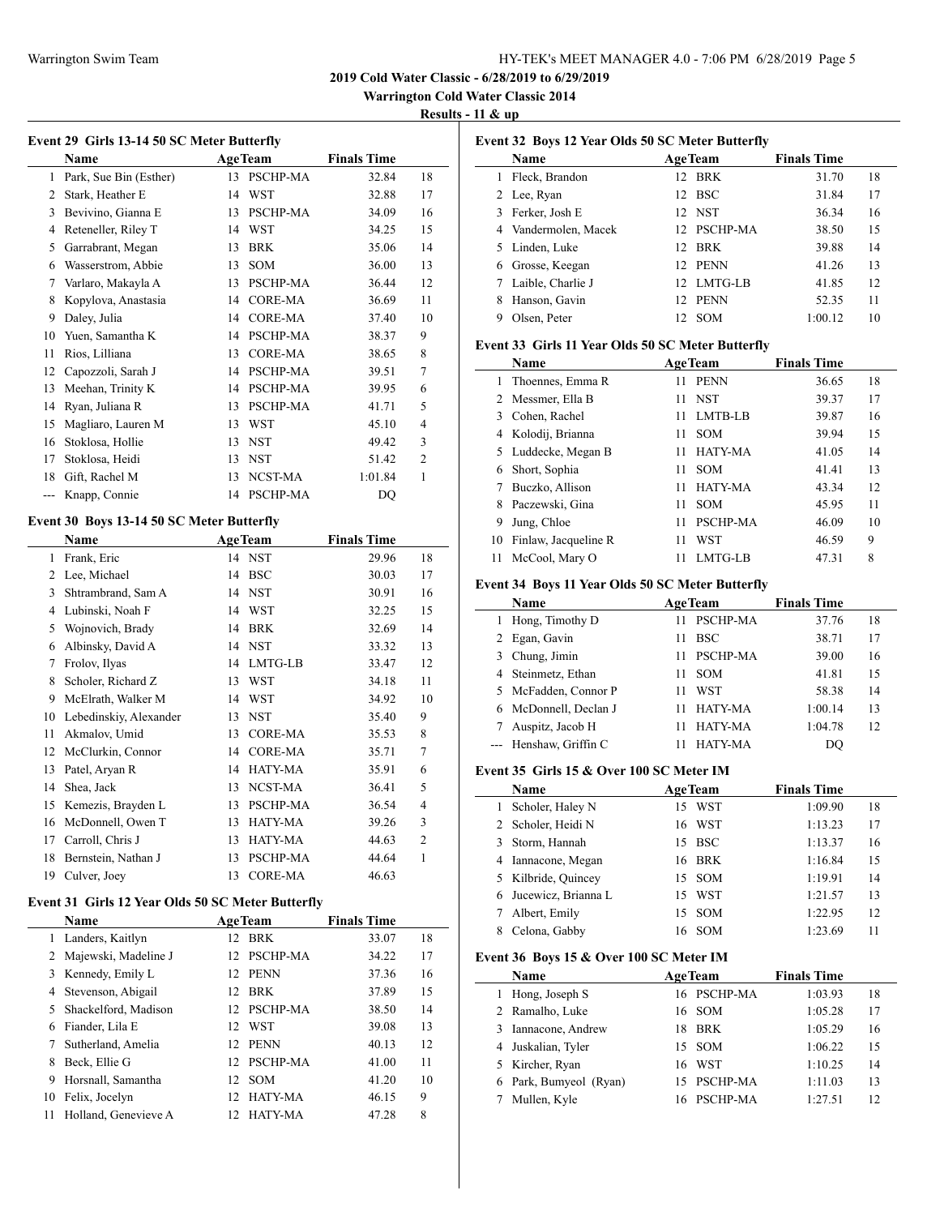**2019 Cold Water Classic - 6/28/2019 to 6/29/2019**

**Warrington Cold Water Classic 2014**

**Results - 11 & up**

### Event 29 Girls 13-14 50 SC Meter Butterfly

| | Name | Age | Team | Finals Time | |
|---|---|---|---|---|---|
| 1 | Park, Sue Bin (Esther) | 13 | PSCHP-MA | 32.84 | 18 |
| 2 | Stark, Heather E | 14 | WST | 32.88 | 17 |
| 3 | Bevivino, Gianna E | 13 | PSCHP-MA | 34.09 | 16 |
| 4 | Reteneller, Riley T | 14 | WST | 34.25 | 15 |
| 5 | Garrabrant, Megan | 13 | BRK | 35.06 | 14 |
| 6 | Wasserstrom, Abbie | 13 | SOM | 36.00 | 13 |
| 7 | Varlaro, Makayla A | 13 | PSCHP-MA | 36.44 | 12 |
| 8 | Kopylova, Anastasia | 14 | CORE-MA | 36.69 | 11 |
| 9 | Daley, Julia | 14 | CORE-MA | 37.40 | 10 |
| 10 | Yuen, Samantha K | 14 | PSCHP-MA | 38.37 | 9 |
| 11 | Rios, Lilliana | 13 | CORE-MA | 38.65 | 8 |
| 12 | Capozzoli, Sarah J | 14 | PSCHP-MA | 39.51 | 7 |
| 13 | Meehan, Trinity K | 14 | PSCHP-MA | 39.95 | 6 |
| 14 | Ryan, Juliana R | 13 | PSCHP-MA | 41.71 | 5 |
| 15 | Magliaro, Lauren M | 13 | WST | 45.10 | 4 |
| 16 | Stoklosa, Hollie | 13 | NST | 49.42 | 3 |
| 17 | Stoklosa, Heidi | 13 | NST | 51.42 | 2 |
| 18 | Gift, Rachel M | 13 | NCST-MA | 1:01.84 | 1 |
| --- | Knapp, Connie | 14 | PSCHP-MA | DQ | |

### Event 30 Boys 13-14 50 SC Meter Butterfly

| | Name | Age | Team | Finals Time | |
|---|---|---|---|---|---|
| 1 | Frank, Eric | 14 | NST | 29.96 | 18 |
| 2 | Lee, Michael | 14 | BSC | 30.03 | 17 |
| 3 | Shtrambrand, Sam A | 14 | NST | 30.91 | 16 |
| 4 | Lubinski, Noah F | 14 | WST | 32.25 | 15 |
| 5 | Wojnovich, Brady | 14 | BRK | 32.69 | 14 |
| 6 | Albinsky, David A | 14 | NST | 33.32 | 13 |
| 7 | Frolov, Ilyas | 14 | LMTG-LB | 33.47 | 12 |
| 8 | Scholer, Richard Z | 13 | WST | 34.18 | 11 |
| 9 | McElrath, Walker M | 14 | WST | 34.92 | 10 |
| 10 | Lebedinskiy, Alexander | 13 | NST | 35.40 | 9 |
| 11 | Akmalov, Umid | 13 | CORE-MA | 35.53 | 8 |
| 12 | McClurkin, Connor | 14 | CORE-MA | 35.71 | 7 |
| 13 | Patel, Aryan R | 14 | HATY-MA | 35.91 | 6 |
| 14 | Shea, Jack | 13 | NCST-MA | 36.41 | 5 |
| 15 | Kemezis, Brayden L | 13 | PSCHP-MA | 36.54 | 4 |
| 16 | McDonnell, Owen T | 13 | HATY-MA | 39.26 | 3 |
| 17 | Carroll, Chris J | 13 | HATY-MA | 44.63 | 2 |
| 18 | Bernstein, Nathan J | 13 | PSCHP-MA | 44.64 | 1 |
| 19 | Culver, Joey | 13 | CORE-MA | 46.63 | |

### Event 31 Girls 12 Year Olds 50 SC Meter Butterfly

| | Name | Age | Team | Finals Time | |
|---|---|---|---|---|---|
| 1 | Landers, Kaitlyn | 12 | BRK | 33.07 | 18 |
| 2 | Majewski, Madeline J | 12 | PSCHP-MA | 34.22 | 17 |
| 3 | Kennedy, Emily L | 12 | PENN | 37.36 | 16 |
| 4 | Stevenson, Abigail | 12 | BRK | 37.89 | 15 |
| 5 | Shackelford, Madison | 12 | PSCHP-MA | 38.50 | 14 |
| 6 | Fiander, Lila E | 12 | WST | 39.08 | 13 |
| 7 | Sutherland, Amelia | 12 | PENN | 40.13 | 12 |
| 8 | Beck, Ellie G | 12 | PSCHP-MA | 41.00 | 11 |
| 9 | Horsnall, Samantha | 12 | SOM | 41.20 | 10 |
| 10 | Felix, Jocelyn | 12 | HATY-MA | 46.15 | 9 |
| 11 | Holland, Genevieve A | 12 | HATY-MA | 47.28 | 8 |

### Event 32 Boys 12 Year Olds 50 SC Meter Butterfly

| | Name | Age | Team | Finals Time | |
|---|---|---|---|---|---|
| 1 | Fleck, Brandon | 12 | BRK | 31.70 | 18 |
| 2 | Lee, Ryan | 12 | BSC | 31.84 | 17 |
| 3 | Ferker, Josh E | 12 | NST | 36.34 | 16 |
| 4 | Vandermolen, Macek | 12 | PSCHP-MA | 38.50 | 15 |
| 5 | Linden, Luke | 12 | BRK | 39.88 | 14 |
| 6 | Grosse, Keegan | 12 | PENN | 41.26 | 13 |
| 7 | Laible, Charlie J | 12 | LMTG-LB | 41.85 | 12 |
| 8 | Hanson, Gavin | 12 | PENN | 52.35 | 11 |
| 9 | Olsen, Peter | 12 | SOM | 1:00.12 | 10 |

### Event 33 Girls 11 Year Olds 50 SC Meter Butterfly

| | Name | Age | Team | Finals Time | |
|---|---|---|---|---|---|
| 1 | Thoennes, Emma R | 11 | PENN | 36.65 | 18 |
| 2 | Messmer, Ella B | 11 | NST | 39.37 | 17 |
| 3 | Cohen, Rachel | 11 | LMTB-LB | 39.87 | 16 |
| 4 | Kolodij, Brianna | 11 | SOM | 39.94 | 15 |
| 5 | Luddecke, Megan B | 11 | HATY-MA | 41.05 | 14 |
| 6 | Short, Sophia | 11 | SOM | 41.41 | 13 |
| 7 | Buczko, Allison | 11 | HATY-MA | 43.34 | 12 |
| 8 | Paczewski, Gina | 11 | SOM | 45.95 | 11 |
| 9 | Jung, Chloe | 11 | PSCHP-MA | 46.09 | 10 |
| 10 | Finlaw, Jacqueline R | 11 | WST | 46.59 | 9 |
| 11 | McCool, Mary O | 11 | LMTG-LB | 47.31 | 8 |

### Event 34 Boys 11 Year Olds 50 SC Meter Butterfly

| | Name | Age | Team | Finals Time | |
|---|---|---|---|---|---|
| 1 | Hong, Timothy D | 11 | PSCHP-MA | 37.76 | 18 |
| 2 | Egan, Gavin | 11 | BSC | 38.71 | 17 |
| 3 | Chung, Jimin | 11 | PSCHP-MA | 39.00 | 16 |
| 4 | Steinmetz, Ethan | 11 | SOM | 41.81 | 15 |
| 5 | McFadden, Connor P | 11 | WST | 58.38 | 14 |
| 6 | McDonnell, Declan J | 11 | HATY-MA | 1:00.14 | 13 |
| 7 | Auspitz, Jacob H | 11 | HATY-MA | 1:04.78 | 12 |
| --- | Henshaw, Griffin C | 11 | HATY-MA | DQ | |

### Event 35 Girls 15 & Over 100 SC Meter IM

| | Name | Age | Team | Finals Time | |
|---|---|---|---|---|---|
| 1 | Scholer, Haley N | 15 | WST | 1:09.90 | 18 |
| 2 | Scholer, Heidi N | 16 | WST | 1:13.23 | 17 |
| 3 | Storm, Hannah | 15 | BSC | 1:13.37 | 16 |
| 4 | Iannacone, Megan | 16 | BRK | 1:16.84 | 15 |
| 5 | Kilbride, Quincey | 15 | SOM | 1:19.91 | 14 |
| 6 | Jucewicz, Brianna L | 15 | WST | 1:21.57 | 13 |
| 7 | Albert, Emily | 15 | SOM | 1:22.95 | 12 |
| 8 | Celona, Gabby | 16 | SOM | 1:23.69 | 11 |

### Event 36 Boys 15 & Over 100 SC Meter IM

| | Name | Age | Team | Finals Time | |
|---|---|---|---|---|---|
| 1 | Hong, Joseph S | 16 | PSCHP-MA | 1:03.93 | 18 |
| 2 | Ramalho, Luke | 16 | SOM | 1:05.28 | 17 |
| 3 | Iannacone, Andrew | 18 | BRK | 1:05.29 | 16 |
| 4 | Juskalian, Tyler | 15 | SOM | 1:06.22 | 15 |
| 5 | Kircher, Ryan | 16 | WST | 1:10.25 | 14 |
| 6 | Park, Bumyeol (Ryan) | 15 | PSCHP-MA | 1:11.03 | 13 |
| 7 | Mullen, Kyle | 16 | PSCHP-MA | 1:27.51 | 12 |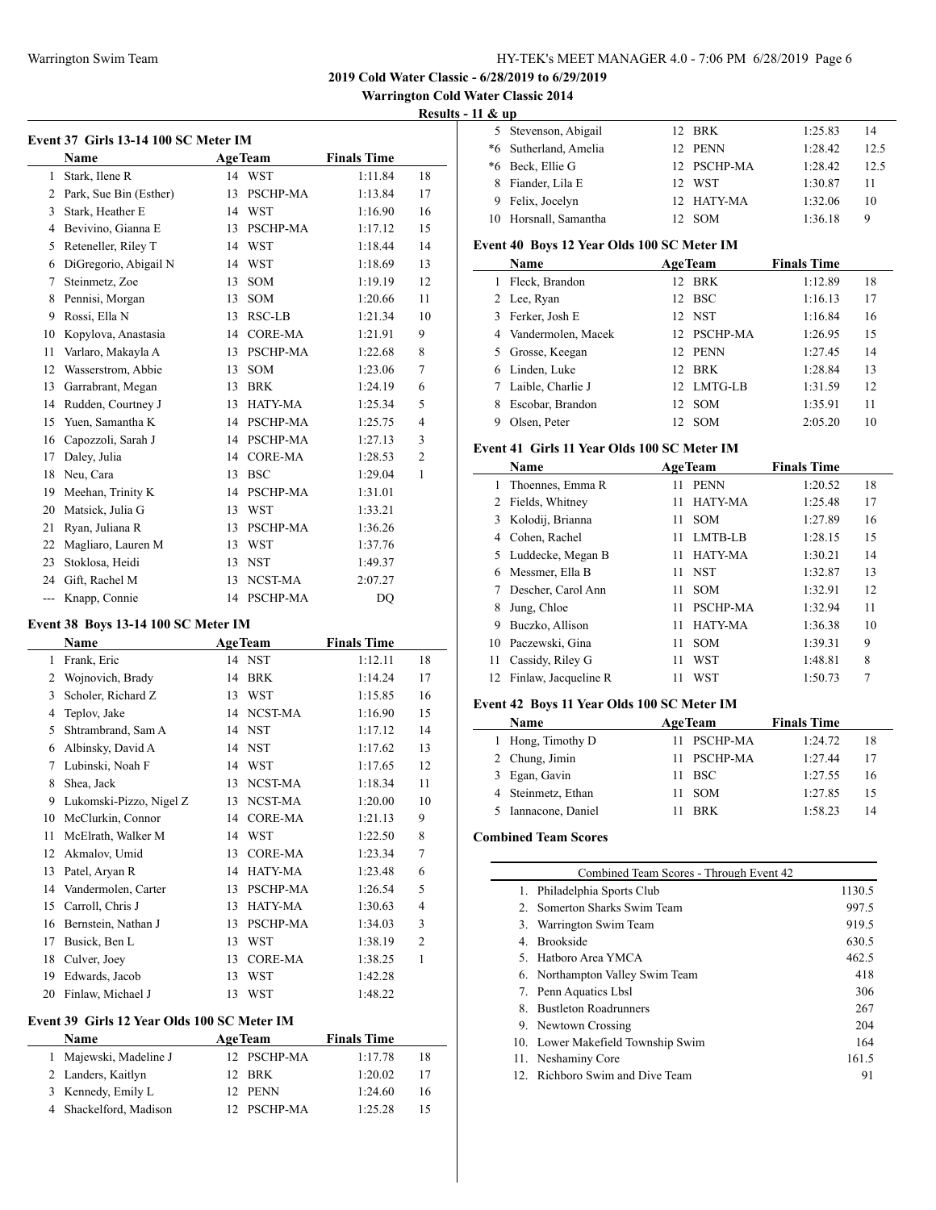## 2019 Cold Water Classic - 6/28/2019 to 6/29/2019

**Warrington Cold Water Classic 2014**

**Results - 11 & up**

### Event 37 Girls 13-14 100 SC Meter IM

| | Name | Age | Team | Finals Time | |
|---|---|---|---|---|---|
| 1 | Stark, Ilene R | 14 | WST | 1:11.84 | 18 |
| 2 | Park, Sue Bin (Esther) | 13 | PSCHP-MA | 1:13.84 | 17 |
| 3 | Stark, Heather E | 14 | WST | 1:16.90 | 16 |
| 4 | Bevivino, Gianna E | 13 | PSCHP-MA | 1:17.12 | 15 |
| 5 | Reteneller, Riley T | 14 | WST | 1:18.44 | 14 |
| 6 | DiGregorio, Abigail N | 14 | WST | 1:18.69 | 13 |
| 7 | Steinmetz, Zoe | 13 | SOM | 1:19.19 | 12 |
| 8 | Pennisi, Morgan | 13 | SOM | 1:20.66 | 11 |
| 9 | Rossi, Ella N | 13 | RSC-LB | 1:21.34 | 10 |
| 10 | Kopylova, Anastasia | 14 | CORE-MA | 1:21.91 | 9 |
| 11 | Varlaro, Makayla A | 13 | PSCHP-MA | 1:22.68 | 8 |
| 12 | Wasserstrom, Abbie | 13 | SOM | 1:23.06 | 7 |
| 13 | Garrabrant, Megan | 13 | BRK | 1:24.19 | 6 |
| 14 | Rudden, Courtney J | 13 | HATY-MA | 1:25.34 | 5 |
| 15 | Yuen, Samantha K | 14 | PSCHP-MA | 1:25.75 | 4 |
| 16 | Capozzoli, Sarah J | 14 | PSCHP-MA | 1:27.13 | 3 |
| 17 | Daley, Julia | 14 | CORE-MA | 1:28.53 | 2 |
| 18 | Neu, Cara | 13 | BSC | 1:29.04 | 1 |
| 19 | Meehan, Trinity K | 14 | PSCHP-MA | 1:31.01 | |
| 20 | Matsick, Julia G | 13 | WST | 1:33.21 | |
| 21 | Ryan, Juliana R | 13 | PSCHP-MA | 1:36.26 | |
| 22 | Magliaro, Lauren M | 13 | WST | 1:37.76 | |
| 23 | Stoklosa, Heidi | 13 | NST | 1:49.37 | |
| 24 | Gift, Rachel M | 13 | NCST-MA | 2:07.27 | |
| --- | Knapp, Connie | 14 | PSCHP-MA | DQ | |

### Event 38 Boys 13-14 100 SC Meter IM

| | Name | Age | Team | Finals Time | |
|---|---|---|---|---|---|
| 1 | Frank, Eric | 14 | NST | 1:12.11 | 18 |
| 2 | Wojnovich, Brady | 14 | BRK | 1:14.24 | 17 |
| 3 | Scholer, Richard Z | 13 | WST | 1:15.85 | 16 |
| 4 | Teplov, Jake | 14 | NCST-MA | 1:16.90 | 15 |
| 5 | Shtrambrand, Sam A | 14 | NST | 1:17.12 | 14 |
| 6 | Albinsky, David A | 14 | NST | 1:17.62 | 13 |
| 7 | Lubinski, Noah F | 14 | WST | 1:17.65 | 12 |
| 8 | Shea, Jack | 13 | NCST-MA | 1:18.34 | 11 |
| 9 | Lukomski-Pizzo, Nigel Z | 13 | NCST-MA | 1:20.00 | 10 |
| 10 | McClurkin, Connor | 14 | CORE-MA | 1:21.13 | 9 |
| 11 | McElrath, Walker M | 14 | WST | 1:22.50 | 8 |
| 12 | Akmalov, Umid | 13 | CORE-MA | 1:23.34 | 7 |
| 13 | Patel, Aryan R | 14 | HATY-MA | 1:23.48 | 6 |
| 14 | Vandermolen, Carter | 13 | PSCHP-MA | 1:26.54 | 5 |
| 15 | Carroll, Chris J | 13 | HATY-MA | 1:30.63 | 4 |
| 16 | Bernstein, Nathan J | 13 | PSCHP-MA | 1:34.03 | 3 |
| 17 | Busick, Ben L | 13 | WST | 1:38.19 | 2 |
| 18 | Culver, Joey | 13 | CORE-MA | 1:38.25 | 1 |
| 19 | Edwards, Jacob | 13 | WST | 1:42.28 | |
| 20 | Finlaw, Michael J | 13 | WST | 1:48.22 | |

### Event 39 Girls 12 Year Olds 100 SC Meter IM

| | Name | Age | Team | Finals Time | |
|---|---|---|---|---|---|
| 1 | Majewski, Madeline J | 12 | PSCHP-MA | 1:17.78 | 18 |
| 2 | Landers, Kaitlyn | 12 | BRK | 1:20.02 | 17 |
| 3 | Kennedy, Emily L | 12 | PENN | 1:24.60 | 16 |
| 4 | Shackelford, Madison | 12 | PSCHP-MA | 1:25.28 | 15 |
| 5 | Stevenson, Abigail | 12 | BRK | 1:25.83 | 14 |
| *6 | Sutherland, Amelia | 12 | PENN | 1:28.42 | 12.5 |
| *6 | Beck, Ellie G | 12 | PSCHP-MA | 1:28.42 | 12.5 |
| 8 | Fiander, Lila E | 12 | WST | 1:30.87 | 11 |
| 9 | Felix, Jocelyn | 12 | HATY-MA | 1:32.06 | 10 |
| 10 | Horsnall, Samantha | 12 | SOM | 1:36.18 | 9 |

### Event 40 Boys 12 Year Olds 100 SC Meter IM

| | Name | Age | Team | Finals Time | |
|---|---|---|---|---|---|
| 1 | Fleck, Brandon | 12 | BRK | 1:12.89 | 18 |
| 2 | Lee, Ryan | 12 | BSC | 1:16.13 | 17 |
| 3 | Ferker, Josh E | 12 | NST | 1:16.84 | 16 |
| 4 | Vandermolen, Macek | 12 | PSCHP-MA | 1:26.95 | 15 |
| 5 | Grosse, Keegan | 12 | PENN | 1:27.45 | 14 |
| 6 | Linden, Luke | 12 | BRK | 1:28.84 | 13 |
| 7 | Laible, Charlie J | 12 | LMTG-LB | 1:31.59 | 12 |
| 8 | Escobar, Brandon | 12 | SOM | 1:35.91 | 11 |
| 9 | Olsen, Peter | 12 | SOM | 2:05.20 | 10 |

### Event 41 Girls 11 Year Olds 100 SC Meter IM

| | Name | Age | Team | Finals Time | |
|---|---|---|---|---|---|
| 1 | Thoennes, Emma R | 11 | PENN | 1:20.52 | 18 |
| 2 | Fields, Whitney | 11 | HATY-MA | 1:25.48 | 17 |
| 3 | Kolodij, Brianna | 11 | SOM | 1:27.89 | 16 |
| 4 | Cohen, Rachel | 11 | LMTB-LB | 1:28.15 | 15 |
| 5 | Luddecke, Megan B | 11 | HATY-MA | 1:30.21 | 14 |
| 6 | Messmer, Ella B | 11 | NST | 1:32.87 | 13 |
| 7 | Descher, Carol Ann | 11 | SOM | 1:32.91 | 12 |
| 8 | Jung, Chloe | 11 | PSCHP-MA | 1:32.94 | 11 |
| 9 | Buczko, Allison | 11 | HATY-MA | 1:36.38 | 10 |
| 10 | Paczewski, Gina | 11 | SOM | 1:39.31 | 9 |
| 11 | Cassidy, Riley G | 11 | WST | 1:48.81 | 8 |
| 12 | Finlaw, Jacqueline R | 11 | WST | 1:50.73 | 7 |

### Event 42 Boys 11 Year Olds 100 SC Meter IM

| | Name | Age | Team | Finals Time | |
|---|---|---|---|---|---|
| 1 | Hong, Timothy D | 11 | PSCHP-MA | 1:24.72 | 18 |
| 2 | Chung, Jimin | 11 | PSCHP-MA | 1:27.44 | 17 |
| 3 | Egan, Gavin | 11 | BSC | 1:27.55 | 16 |
| 4 | Steinmetz, Ethan | 11 | SOM | 1:27.85 | 15 |
| 5 | Iannacone, Daniel | 11 | BRK | 1:58.23 | 14 |

### Combined Team Scores

| | Combined Team Scores - Through Event 42 | |
|---|---|---|
| 1. | Philadelphia Sports Club | 1130.5 |
| 2. | Somerton Sharks Swim Team | 997.5 |
| 3. | Warrington Swim Team | 919.5 |
| 4. | Brookside | 630.5 |
| 5. | Hatboro Area YMCA | 462.5 |
| 6. | Northampton Valley Swim Team | 418 |
| 7. | Penn Aquatics Lbsl | 306 |
| 8. | Bustleton Roadrunners | 267 |
| 9. | Newtown Crossing | 204 |
| 10. | Lower Makefield Township Swim | 164 |
| 11. | Neshaminy Core | 161.5 |
| 12. | Richboro Swim and Dive Team | 91 |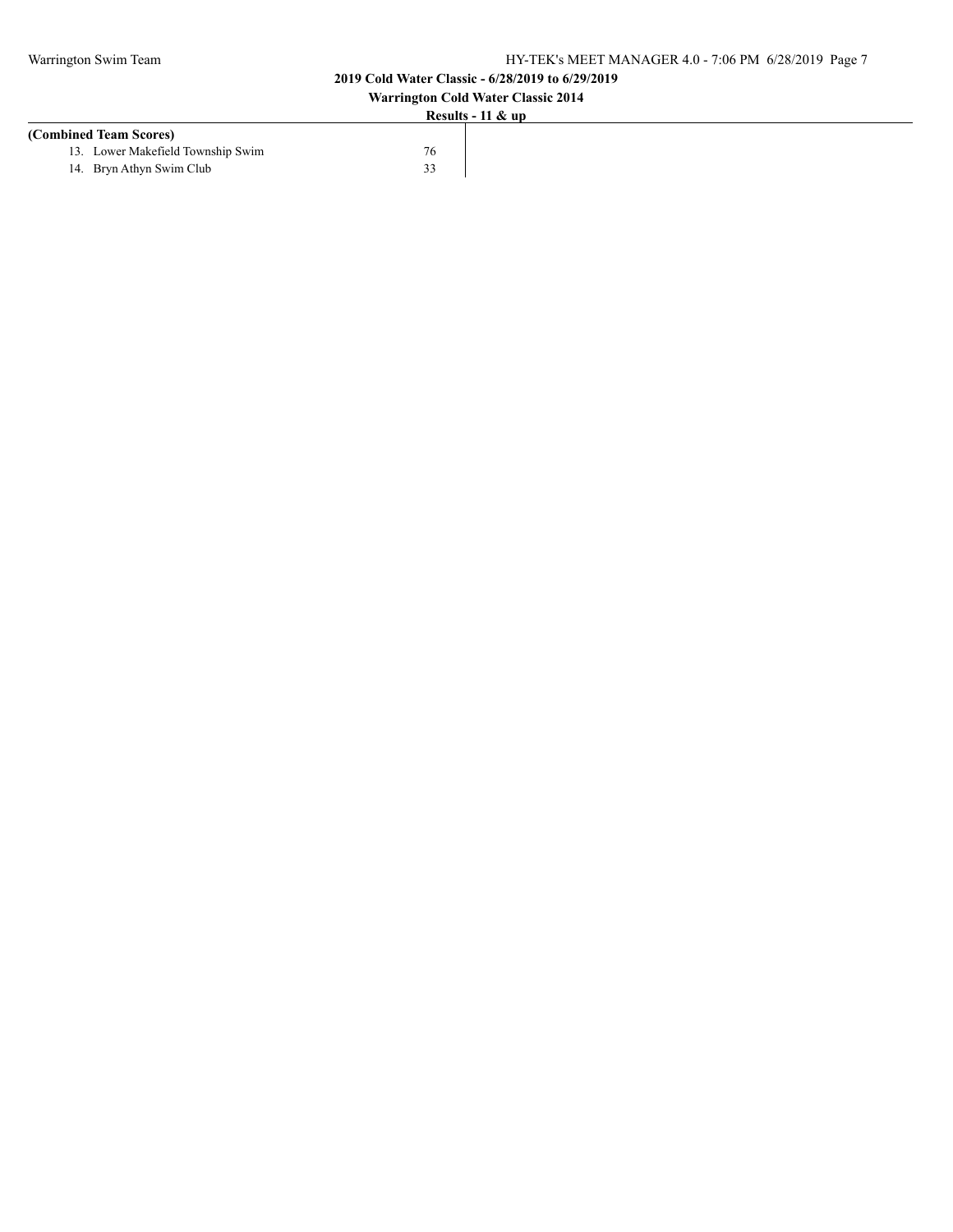**(Combined Team Scores)**

| | | |
|---|---|---|
| 13. | Lower Makefield Township Swim | 76 |
| 14. | Bryn Athyn Swim Club | 33 |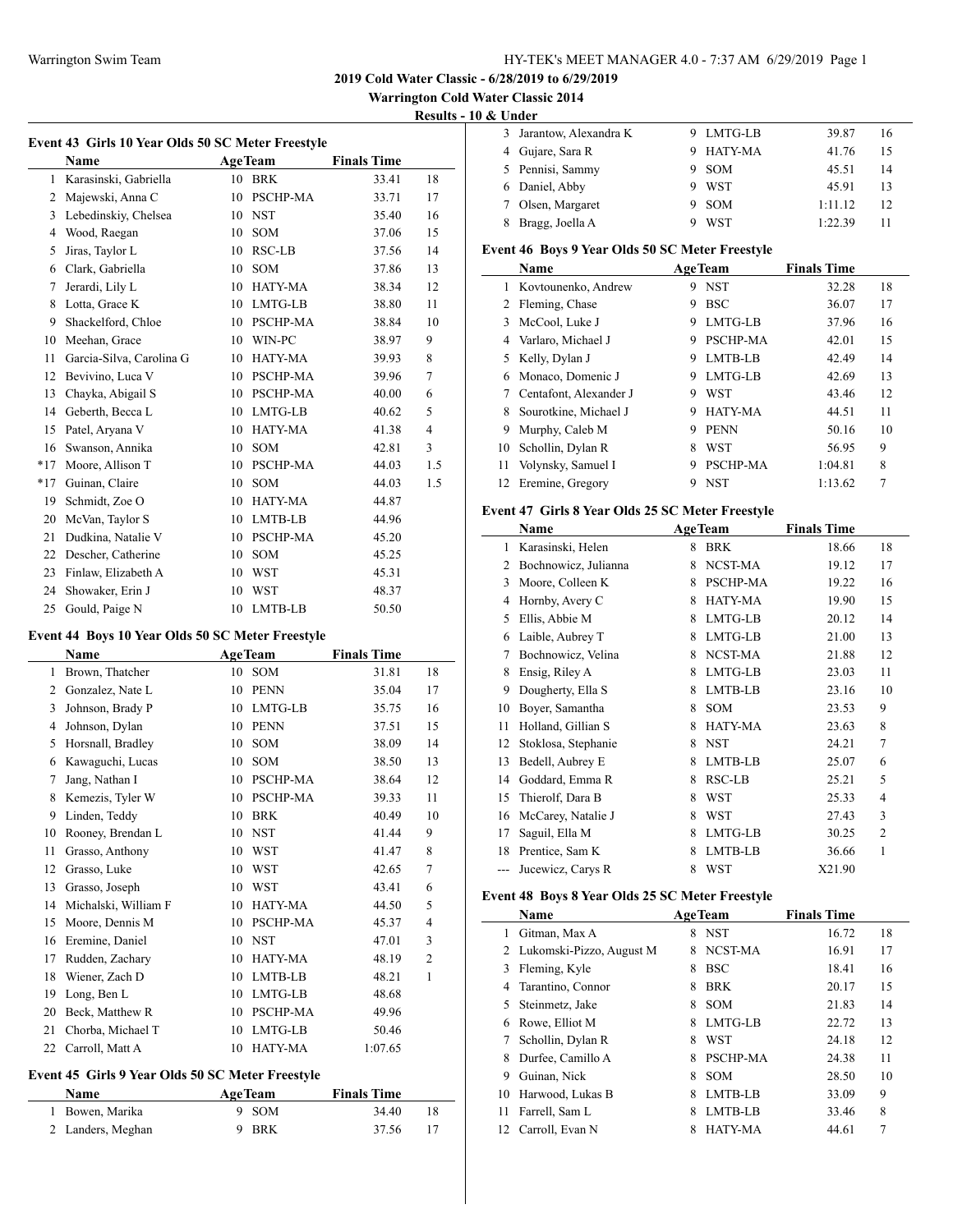**2019 Cold Water Classic - 6/28/2019 to 6/29/2019**

**Warrington Cold Water Classic 2014**

**Results - 10 & Under**

### Event 43 Girls 10 Year Olds 50 SC Meter Freestyle

| | Name | Age | Team | Finals Time | |
|---|---|---|---|---|---|
| 1 | Karasinski, Gabriella | 10 | BRK | 33.41 | 18 |
| 2 | Majewski, Anna C | 10 | PSCHP-MA | 33.71 | 17 |
| 3 | Lebedinskiy, Chelsea | 10 | NST | 35.40 | 16 |
| 4 | Wood, Raegan | 10 | SOM | 37.06 | 15 |
| 5 | Jiras, Taylor L | 10 | RSC-LB | 37.56 | 14 |
| 6 | Clark, Gabriella | 10 | SOM | 37.86 | 13 |
| 7 | Jerardi, Lily L | 10 | HATY-MA | 38.34 | 12 |
| 8 | Lotta, Grace K | 10 | LMTG-LB | 38.80 | 11 |
| 9 | Shackelford, Chloe | 10 | PSCHP-MA | 38.84 | 10 |
| 10 | Meehan, Grace | 10 | WIN-PC | 38.97 | 9 |
| 11 | Garcia-Silva, Carolina G | 10 | HATY-MA | 39.93 | 8 |
| 12 | Bevivino, Luca V | 10 | PSCHP-MA | 39.96 | 7 |
| 13 | Chayka, Abigail S | 10 | PSCHP-MA | 40.00 | 6 |
| 14 | Geberth, Becca L | 10 | LMTG-LB | 40.62 | 5 |
| 15 | Patel, Aryana V | 10 | HATY-MA | 41.38 | 4 |
| 16 | Swanson, Annika | 10 | SOM | 42.81 | 3 |
| *17 | Moore, Allison T | 10 | PSCHP-MA | 44.03 | 1.5 |
| *17 | Guinan, Claire | 10 | SOM | 44.03 | 1.5 |
| 19 | Schmidt, Zoe O | 10 | HATY-MA | 44.87 | |
| 20 | McVan, Taylor S | 10 | LMTB-LB | 44.96 | |
| 21 | Dudkina, Natalie V | 10 | PSCHP-MA | 45.20 | |
| 22 | Descher, Catherine | 10 | SOM | 45.25 | |
| 23 | Finlaw, Elizabeth A | 10 | WST | 45.31 | |
| 24 | Showaker, Erin J | 10 | WST | 48.37 | |
| 25 | Gould, Paige N | 10 | LMTB-LB | 50.50 | |

### Event 44 Boys 10 Year Olds 50 SC Meter Freestyle

| | Name | Age | Team | Finals Time | |
|---|---|---|---|---|---|
| 1 | Brown, Thatcher | 10 | SOM | 31.81 | 18 |
| 2 | Gonzalez, Nate L | 10 | PENN | 35.04 | 17 |
| 3 | Johnson, Brady P | 10 | LMTG-LB | 35.75 | 16 |
| 4 | Johnson, Dylan | 10 | PENN | 37.51 | 15 |
| 5 | Horsnall, Bradley | 10 | SOM | 38.09 | 14 |
| 6 | Kawaguchi, Lucas | 10 | SOM | 38.50 | 13 |
| 7 | Jang, Nathan I | 10 | PSCHP-MA | 38.64 | 12 |
| 8 | Kemezis, Tyler W | 10 | PSCHP-MA | 39.33 | 11 |
| 9 | Linden, Teddy | 10 | BRK | 40.49 | 10 |
| 10 | Rooney, Brendan L | 10 | NST | 41.44 | 9 |
| 11 | Grasso, Anthony | 10 | WST | 41.47 | 8 |
| 12 | Grasso, Luke | 10 | WST | 42.65 | 7 |
| 13 | Grasso, Joseph | 10 | WST | 43.41 | 6 |
| 14 | Michalski, William F | 10 | HATY-MA | 44.50 | 5 |
| 15 | Moore, Dennis M | 10 | PSCHP-MA | 45.37 | 4 |
| 16 | Eremine, Daniel | 10 | NST | 47.01 | 3 |
| 17 | Rudden, Zachary | 10 | HATY-MA | 48.19 | 2 |
| 18 | Wiener, Zach D | 10 | LMTB-LB | 48.21 | 1 |
| 19 | Long, Ben L | 10 | LMTG-LB | 48.68 | |
| 20 | Beck, Matthew R | 10 | PSCHP-MA | 49.96 | |
| 21 | Chorba, Michael T | 10 | LMTG-LB | 50.46 | |
| 22 | Carroll, Matt A | 10 | HATY-MA | 1:07.65 | |

### Event 45 Girls 9 Year Olds 50 SC Meter Freestyle

| | Name | Age | Team | Finals Time | |
|---|---|---|---|---|---|
| 1 | Bowen, Marika | 9 | SOM | 34.40 | 18 |
| 2 | Landers, Meghan | 9 | BRK | 37.56 | 17 |
| 3 | Jarantow, Alexandra K | 9 | LMTG-LB | 39.87 | 16 |
| 4 | Gujare, Sara R | 9 | HATY-MA | 41.76 | 15 |
| 5 | Pennisi, Sammy | 9 | SOM | 45.51 | 14 |
| 6 | Daniel, Abby | 9 | WST | 45.91 | 13 |
| 7 | Olsen, Margaret | 9 | SOM | 1:11.12 | 12 |
| 8 | Bragg, Joella A | 9 | WST | 1:22.39 | 11 |

### Event 46 Boys 9 Year Olds 50 SC Meter Freestyle

| | Name | Age | Team | Finals Time | |
|---|---|---|---|---|---|
| 1 | Kovtounenko, Andrew | 9 | NST | 32.28 | 18 |
| 2 | Fleming, Chase | 9 | BSC | 36.07 | 17 |
| 3 | McCool, Luke J | 9 | LMTG-LB | 37.96 | 16 |
| 4 | Varlaro, Michael J | 9 | PSCHP-MA | 42.01 | 15 |
| 5 | Kelly, Dylan J | 9 | LMTB-LB | 42.49 | 14 |
| 6 | Monaco, Domenic J | 9 | LMTG-LB | 42.69 | 13 |
| 7 | Centafont, Alexander J | 9 | WST | 43.46 | 12 |
| 8 | Sourotkine, Michael J | 9 | HATY-MA | 44.51 | 11 |
| 9 | Murphy, Caleb M | 9 | PENN | 50.16 | 10 |
| 10 | Schollin, Dylan R | 8 | WST | 56.95 | 9 |
| 11 | Volynsky, Samuel I | 9 | PSCHP-MA | 1:04.81 | 8 |
| 12 | Eremine, Gregory | 9 | NST | 1:13.62 | 7 |

### Event 47 Girls 8 Year Olds 25 SC Meter Freestyle

| | Name | Age | Team | Finals Time | |
|---|---|---|---|---|---|
| 1 | Karasinski, Helen | 8 | BRK | 18.66 | 18 |
| 2 | Bochnowicz, Julianna | 8 | NCST-MA | 19.12 | 17 |
| 3 | Moore, Colleen K | 8 | PSCHP-MA | 19.22 | 16 |
| 4 | Hornby, Avery C | 8 | HATY-MA | 19.90 | 15 |
| 5 | Ellis, Abbie M | 8 | LMTG-LB | 20.12 | 14 |
| 6 | Laible, Aubrey T | 8 | LMTG-LB | 21.00 | 13 |
| 7 | Bochnowicz, Velina | 8 | NCST-MA | 21.88 | 12 |
| 8 | Ensig, Riley A | 8 | LMTG-LB | 23.03 | 11 |
| 9 | Dougherty, Ella S | 8 | LMTB-LB | 23.16 | 10 |
| 10 | Boyer, Samantha | 8 | SOM | 23.53 | 9 |
| 11 | Holland, Gillian S | 8 | HATY-MA | 23.63 | 8 |
| 12 | Stoklosa, Stephanie | 8 | NST | 24.21 | 7 |
| 13 | Bedell, Aubrey E | 8 | LMTB-LB | 25.07 | 6 |
| 14 | Goddard, Emma R | 8 | RSC-LB | 25.21 | 5 |
| 15 | Thierolf, Dara B | 8 | WST | 25.33 | 4 |
| 16 | McCarey, Natalie J | 8 | WST | 27.43 | 3 |
| 17 | Saguil, Ella M | 8 | LMTG-LB | 30.25 | 2 |
| 18 | Prentice, Sam K | 8 | LMTB-LB | 36.66 | 1 |
| --- | Jucewicz, Carys R | 8 | WST | X21.90 | |

### Event 48 Boys 8 Year Olds 25 SC Meter Freestyle

| | Name | Age | Team | Finals Time | |
|---|---|---|---|---|---|
| 1 | Gitman, Max A | 8 | NST | 16.72 | 18 |
| 2 | Lukomski-Pizzo, August M | 8 | NCST-MA | 16.91 | 17 |
| 3 | Fleming, Kyle | 8 | BSC | 18.41 | 16 |
| 4 | Tarantino, Connor | 8 | BRK | 20.17 | 15 |
| 5 | Steinmetz, Jake | 8 | SOM | 21.83 | 14 |
| 6 | Rowe, Elliot M | 8 | LMTG-LB | 22.72 | 13 |
| 7 | Schollin, Dylan R | 8 | WST | 24.18 | 12 |
| 8 | Durfee, Camillo A | 8 | PSCHP-MA | 24.38 | 11 |
| 9 | Guinan, Nick | 8 | SOM | 28.50 | 10 |
| 10 | Harwood, Lukas B | 8 | LMTB-LB | 33.09 | 9 |
| 11 | Farrell, Sam L | 8 | LMTB-LB | 33.46 | 8 |
| 12 | Carroll, Evan N | 8 | HATY-MA | 44.61 | 7 |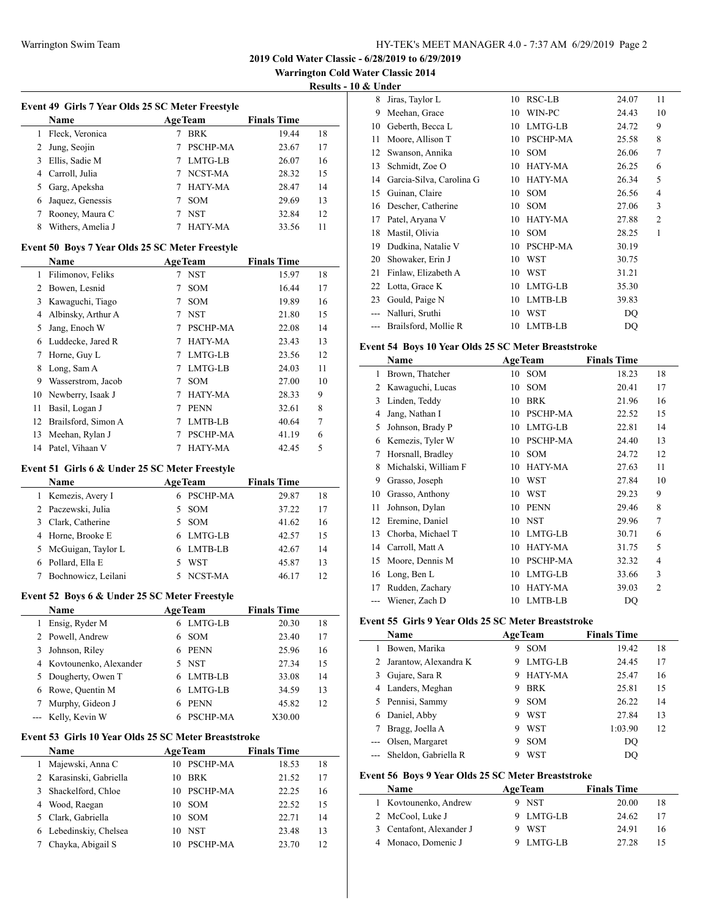**2019 Cold Water Classic - 6/28/2019 to 6/29/2019**

**Warrington Cold Water Classic 2014**

**Results - 10 & Under**

### Event 49 Girls 7 Year Olds 25 SC Meter Freestyle

| | Name | Age | Team | Finals Time | |
|---|---|---|---|---|---|
| 1 | Fleck, Veronica | 7 | BRK | 19.44 | 18 |
| 2 | Jung, Seojin | 7 | PSCHP-MA | 23.67 | 17 |
| 3 | Ellis, Sadie M | 7 | LMTG-LB | 26.07 | 16 |
| 4 | Carroll, Julia | 7 | NCST-MA | 28.32 | 15 |
| 5 | Garg, Apeksha | 7 | HATY-MA | 28.47 | 14 |
| 6 | Jaquez, Genessis | 7 | SOM | 29.69 | 13 |
| 7 | Rooney, Maura C | 7 | NST | 32.84 | 12 |
| 8 | Withers, Amelia J | 7 | HATY-MA | 33.56 | 11 |

### Event 50 Boys 7 Year Olds 25 SC Meter Freestyle

| | Name | Age | Team | Finals Time | |
|---|---|---|---|---|---|
| 1 | Filimonov, Feliks | 7 | NST | 15.97 | 18 |
| 2 | Bowen, Lesnid | 7 | SOM | 16.44 | 17 |
| 3 | Kawaguchi, Tiago | 7 | SOM | 19.89 | 16 |
| 4 | Albinsky, Arthur A | 7 | NST | 21.80 | 15 |
| 5 | Jang, Enoch W | 7 | PSCHP-MA | 22.08 | 14 |
| 6 | Luddecke, Jared R | 7 | HATY-MA | 23.43 | 13 |
| 7 | Horne, Guy L | 7 | LMTG-LB | 23.56 | 12 |
| 8 | Long, Sam A | 7 | LMTG-LB | 24.03 | 11 |
| 9 | Wasserstrom, Jacob | 7 | SOM | 27.00 | 10 |
| 10 | Newberry, Isaak J | 7 | HATY-MA | 28.33 | 9 |
| 11 | Basil, Logan J | 7 | PENN | 32.61 | 8 |
| 12 | Brailsford, Simon A | 7 | LMTB-LB | 40.64 | 7 |
| 13 | Meehan, Rylan J | 7 | PSCHP-MA | 41.19 | 6 |
| 14 | Patel, Vihaan V | 7 | HATY-MA | 42.45 | 5 |

### Event 51 Girls 6 & Under 25 SC Meter Freestyle

| | Name | Age | Team | Finals Time | |
|---|---|---|---|---|---|
| 1 | Kemezis, Avery I | 6 | PSCHP-MA | 29.87 | 18 |
| 2 | Paczewski, Julia | 5 | SOM | 37.22 | 17 |
| 3 | Clark, Catherine | 5 | SOM | 41.62 | 16 |
| 4 | Horne, Brooke E | 6 | LMTG-LB | 42.57 | 15 |
| 5 | McGuigan, Taylor L | 6 | LMTB-LB | 42.67 | 14 |
| 6 | Pollard, Ella E | 5 | WST | 45.87 | 13 |
| 7 | Bochnowicz, Leilani | 5 | NCST-MA | 46.17 | 12 |

### Event 52 Boys 6 & Under 25 SC Meter Freestyle

| | Name | Age | Team | Finals Time | |
|---|---|---|---|---|---|
| 1 | Ensig, Ryder M | 6 | LMTG-LB | 20.30 | 18 |
| 2 | Powell, Andrew | 6 | SOM | 23.40 | 17 |
| 3 | Johnson, Riley | 6 | PENN | 25.96 | 16 |
| 4 | Kovtounenko, Alexander | 5 | NST | 27.34 | 15 |
| 5 | Dougherty, Owen T | 6 | LMTB-LB | 33.08 | 14 |
| 6 | Rowe, Quentin M | 6 | LMTG-LB | 34.59 | 13 |
| 7 | Murphy, Gideon J | 6 | PENN | 45.82 | 12 |
| --- | Kelly, Kevin W | 6 | PSCHP-MA | X30.00 | |

### Event 53 Girls 10 Year Olds 25 SC Meter Breaststroke

| | Name | Age | Team | Finals Time | |
|---|---|---|---|---|---|
| 1 | Majewski, Anna C | 10 | PSCHP-MA | 18.53 | 18 |
| 2 | Karasinski, Gabriella | 10 | BRK | 21.52 | 17 |
| 3 | Shackelford, Chloe | 10 | PSCHP-MA | 22.25 | 16 |
| 4 | Wood, Raegan | 10 | SOM | 22.52 | 15 |
| 5 | Clark, Gabriella | 10 | SOM | 22.71 | 14 |
| 6 | Lebedinskiy, Chelsea | 10 | NST | 23.48 | 13 |
| 7 | Chayka, Abigail S | 10 | PSCHP-MA | 23.70 | 12 |
| 8 | Jiras, Taylor L | 10 | RSC-LB | 24.07 | 11 |
| 9 | Meehan, Grace | 10 | WIN-PC | 24.43 | 10 |
| 10 | Geberth, Becca L | 10 | LMTG-LB | 24.72 | 9 |
| 11 | Moore, Allison T | 10 | PSCHP-MA | 25.58 | 8 |
| 12 | Swanson, Annika | 10 | SOM | 26.06 | 7 |
| 13 | Schmidt, Zoe O | 10 | HATY-MA | 26.25 | 6 |
| 14 | Garcia-Silva, Carolina G | 10 | HATY-MA | 26.34 | 5 |
| 15 | Guinan, Claire | 10 | SOM | 26.56 | 4 |
| 16 | Descher, Catherine | 10 | SOM | 27.06 | 3 |
| 17 | Patel, Aryana V | 10 | HATY-MA | 27.88 | 2 |
| 18 | Mastil, Olivia | 10 | SOM | 28.25 | 1 |
| 19 | Dudkina, Natalie V | 10 | PSCHP-MA | 30.19 | |
| 20 | Showaker, Erin J | 10 | WST | 30.75 | |
| 21 | Finlaw, Elizabeth A | 10 | WST | 31.21 | |
| 22 | Lotta, Grace K | 10 | LMTG-LB | 35.30 | |
| 23 | Gould, Paige N | 10 | LMTB-LB | 39.83 | |
| --- | Nalluri, Sruthi | 10 | WST | DQ | |
| --- | Brailsford, Mollie R | 10 | LMTB-LB | DQ | |

### Event 54 Boys 10 Year Olds 25 SC Meter Breaststroke

| | Name | Age | Team | Finals Time | |
|---|---|---|---|---|---|
| 1 | Brown, Thatcher | 10 | SOM | 18.23 | 18 |
| 2 | Kawaguchi, Lucas | 10 | SOM | 20.41 | 17 |
| 3 | Linden, Teddy | 10 | BRK | 21.96 | 16 |
| 4 | Jang, Nathan I | 10 | PSCHP-MA | 22.52 | 15 |
| 5 | Johnson, Brady P | 10 | LMTG-LB | 22.81 | 14 |
| 6 | Kemezis, Tyler W | 10 | PSCHP-MA | 24.40 | 13 |
| 7 | Horsnall, Bradley | 10 | SOM | 24.72 | 12 |
| 8 | Michalski, William F | 10 | HATY-MA | 27.63 | 11 |
| 9 | Grasso, Joseph | 10 | WST | 27.84 | 10 |
| 10 | Grasso, Anthony | 10 | WST | 29.23 | 9 |
| 11 | Johnson, Dylan | 10 | PENN | 29.46 | 8 |
| 12 | Eremine, Daniel | 10 | NST | 29.96 | 7 |
| 13 | Chorba, Michael T | 10 | LMTG-LB | 30.71 | 6 |
| 14 | Carroll, Matt A | 10 | HATY-MA | 31.75 | 5 |
| 15 | Moore, Dennis M | 10 | PSCHP-MA | 32.32 | 4 |
| 16 | Long, Ben L | 10 | LMTG-LB | 33.66 | 3 |
| 17 | Rudden, Zachary | 10 | HATY-MA | 39.03 | 2 |
| --- | Wiener, Zach D | 10 | LMTB-LB | DQ | |

### Event 55 Girls 9 Year Olds 25 SC Meter Breaststroke

| | Name | Age | Team | Finals Time | |
|---|---|---|---|---|---|
| 1 | Bowen, Marika | 9 | SOM | 19.42 | 18 |
| 2 | Jarantow, Alexandra K | 9 | LMTG-LB | 24.45 | 17 |
| 3 | Gujare, Sara R | 9 | HATY-MA | 25.47 | 16 |
| 4 | Landers, Meghan | 9 | BRK | 25.81 | 15 |
| 5 | Pennisi, Sammy | 9 | SOM | 26.22 | 14 |
| 6 | Daniel, Abby | 9 | WST | 27.84 | 13 |
| 7 | Bragg, Joella A | 9 | WST | 1:03.90 | 12 |
| --- | Olsen, Margaret | 9 | SOM | DQ | |
| --- | Sheldon, Gabriella R | 9 | WST | DQ | |

### Event 56 Boys 9 Year Olds 25 SC Meter Breaststroke

| | Name | Age | Team | Finals Time | |
|---|---|---|---|---|---|
| 1 | Kovtounenko, Andrew | 9 | NST | 20.00 | 18 |
| 2 | McCool, Luke J | 9 | LMTG-LB | 24.62 | 17 |
| 3 | Centafont, Alexander J | 9 | WST | 24.91 | 16 |
| 4 | Monaco, Domenic J | 9 | LMTG-LB | 27.28 | 15 |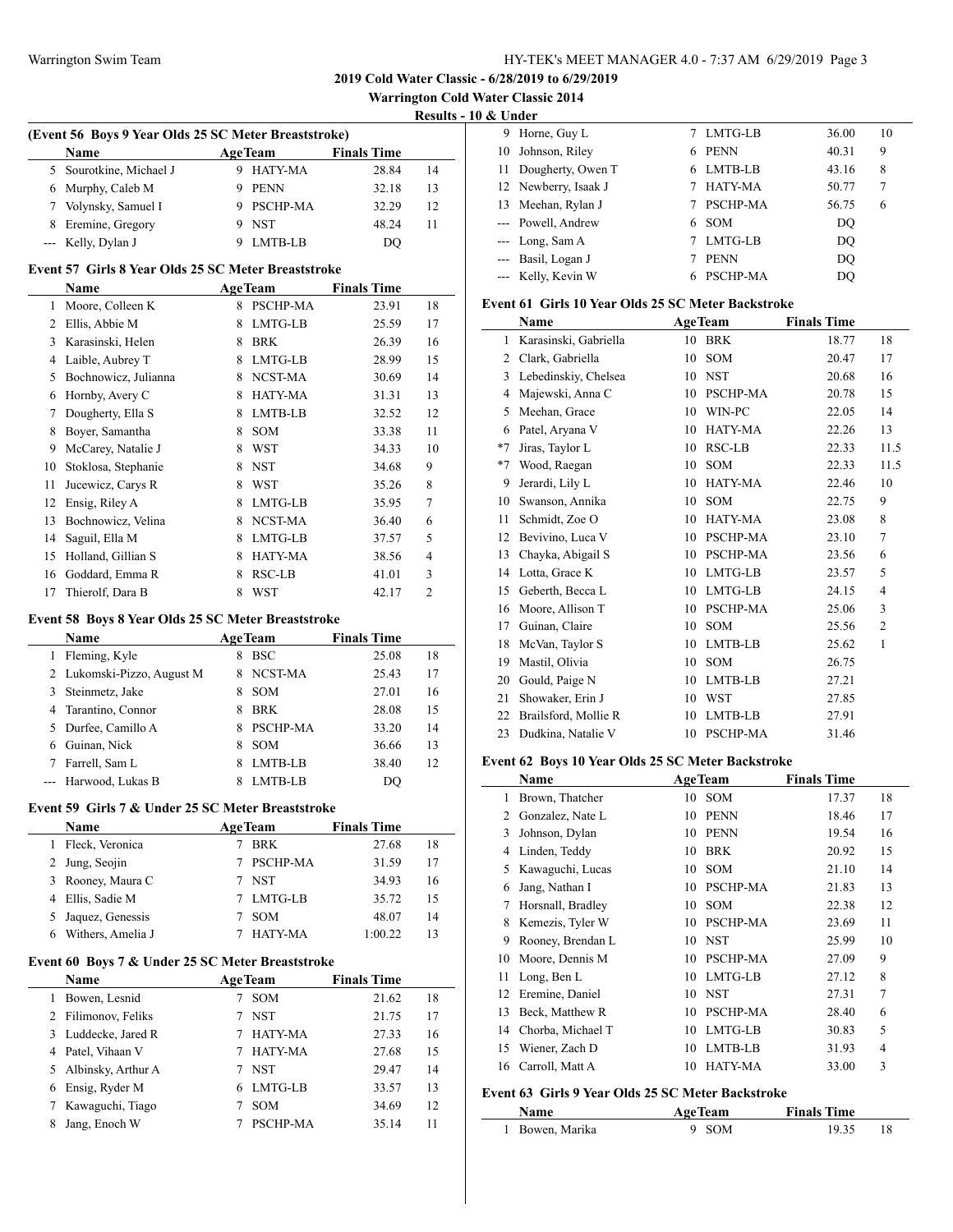**2019 Cold Water Classic - 6/28/2019 to 6/29/2019**

**Warrington Cold Water Classic 2014**

**Results - 10 & Under**

### (Event 56 Boys 9 Year Olds 25 SC Meter Breaststroke)

| | Name | Age | Team | Finals Time | |
|---|---|---|---|---|---|
| 5 | Sourotkine, Michael J | 9 | HATY-MA | 28.84 | 14 |
| 6 | Murphy, Caleb M | 9 | PENN | 32.18 | 13 |
| 7 | Volynsky, Samuel I | 9 | PSCHP-MA | 32.29 | 12 |
| 8 | Eremine, Gregory | 9 | NST | 48.24 | 11 |
| --- | Kelly, Dylan J | 9 | LMTB-LB | DQ | |

### Event 57 Girls 8 Year Olds 25 SC Meter Breaststroke

| | Name | Age | Team | Finals Time | |
|---|---|---|---|---|---|
| 1 | Moore, Colleen K | 8 | PSCHP-MA | 23.91 | 18 |
| 2 | Ellis, Abbie M | 8 | LMTG-LB | 25.59 | 17 |
| 3 | Karasinski, Helen | 8 | BRK | 26.39 | 16 |
| 4 | Laible, Aubrey T | 8 | LMTG-LB | 28.99 | 15 |
| 5 | Bochnowicz, Julianna | 8 | NCST-MA | 30.69 | 14 |
| 6 | Hornby, Avery C | 8 | HATY-MA | 31.31 | 13 |
| 7 | Dougherty, Ella S | 8 | LMTB-LB | 32.52 | 12 |
| 8 | Boyer, Samantha | 8 | SOM | 33.38 | 11 |
| 9 | McCarey, Natalie J | 8 | WST | 34.33 | 10 |
| 10 | Stoklosa, Stephanie | 8 | NST | 34.68 | 9 |
| 11 | Jucewicz, Carys R | 8 | WST | 35.26 | 8 |
| 12 | Ensig, Riley A | 8 | LMTG-LB | 35.95 | 7 |
| 13 | Bochnowicz, Velina | 8 | NCST-MA | 36.40 | 6 |
| 14 | Saguil, Ella M | 8 | LMTG-LB | 37.57 | 5 |
| 15 | Holland, Gillian S | 8 | HATY-MA | 38.56 | 4 |
| 16 | Goddard, Emma R | 8 | RSC-LB | 41.01 | 3 |
| 17 | Thierolf, Dara B | 8 | WST | 42.17 | 2 |

### Event 58 Boys 8 Year Olds 25 SC Meter Breaststroke

| | Name | Age | Team | Finals Time | |
|---|---|---|---|---|---|
| 1 | Fleming, Kyle | 8 | BSC | 25.08 | 18 |
| 2 | Lukomski-Pizzo, August M | 8 | NCST-MA | 25.43 | 17 |
| 3 | Steinmetz, Jake | 8 | SOM | 27.01 | 16 |
| 4 | Tarantino, Connor | 8 | BRK | 28.08 | 15 |
| 5 | Durfee, Camillo A | 8 | PSCHP-MA | 33.20 | 14 |
| 6 | Guinan, Nick | 8 | SOM | 36.66 | 13 |
| 7 | Farrell, Sam L | 8 | LMTB-LB | 38.40 | 12 |
| --- | Harwood, Lukas B | 8 | LMTB-LB | DQ | |

### Event 59 Girls 7 & Under 25 SC Meter Breaststroke

| | Name | Age | Team | Finals Time | |
|---|---|---|---|---|---|
| 1 | Fleck, Veronica | 7 | BRK | 27.68 | 18 |
| 2 | Jung, Seojin | 7 | PSCHP-MA | 31.59 | 17 |
| 3 | Rooney, Maura C | 7 | NST | 34.93 | 16 |
| 4 | Ellis, Sadie M | 7 | LMTG-LB | 35.72 | 15 |
| 5 | Jaquez, Genessis | 7 | SOM | 48.07 | 14 |
| 6 | Withers, Amelia J | 7 | HATY-MA | 1:00.22 | 13 |

### Event 60 Boys 7 & Under 25 SC Meter Breaststroke

| | Name | Age | Team | Finals Time | |
|---|---|---|---|---|---|
| 1 | Bowen, Lesnid | 7 | SOM | 21.62 | 18 |
| 2 | Filimonov, Feliks | 7 | NST | 21.75 | 17 |
| 3 | Luddecke, Jared R | 7 | HATY-MA | 27.33 | 16 |
| 4 | Patel, Vihaan V | 7 | HATY-MA | 27.68 | 15 |
| 5 | Albinsky, Arthur A | 7 | NST | 29.47 | 14 |
| 6 | Ensig, Ryder M | 6 | LMTG-LB | 33.57 | 13 |
| 7 | Kawaguchi, Tiago | 7 | SOM | 34.69 | 12 |
| 8 | Jang, Enoch W | 7 | PSCHP-MA | 35.14 | 11 |
| 9 | Horne, Guy L | 7 | LMTG-LB | 36.00 | 10 |
| 10 | Johnson, Riley | 6 | PENN | 40.31 | 9 |
| 11 | Dougherty, Owen T | 6 | LMTB-LB | 43.16 | 8 |
| 12 | Newberry, Isaak J | 7 | HATY-MA | 50.77 | 7 |
| 13 | Meehan, Rylan J | 7 | PSCHP-MA | 56.75 | 6 |
| --- | Powell, Andrew | 6 | SOM | DQ | |
| --- | Long, Sam A | 7 | LMTG-LB | DQ | |
| --- | Basil, Logan J | 7 | PENN | DQ | |
| --- | Kelly, Kevin W | 6 | PSCHP-MA | DQ | |

### Event 61 Girls 10 Year Olds 25 SC Meter Backstroke

| | Name | Age | Team | Finals Time | |
|---|---|---|---|---|---|
| 1 | Karasinski, Gabriella | 10 | BRK | 18.77 | 18 |
| 2 | Clark, Gabriella | 10 | SOM | 20.47 | 17 |
| 3 | Lebedinskiy, Chelsea | 10 | NST | 20.68 | 16 |
| 4 | Majewski, Anna C | 10 | PSCHP-MA | 20.78 | 15 |
| 5 | Meehan, Grace | 10 | WIN-PC | 22.05 | 14 |
| 6 | Patel, Aryana V | 10 | HATY-MA | 22.26 | 13 |
| *7 | Jiras, Taylor L | 10 | RSC-LB | 22.33 | 11.5 |
| *7 | Wood, Raegan | 10 | SOM | 22.33 | 11.5 |
| 9 | Jerardi, Lily L | 10 | HATY-MA | 22.46 | 10 |
| 10 | Swanson, Annika | 10 | SOM | 22.75 | 9 |
| 11 | Schmidt, Zoe O | 10 | HATY-MA | 23.08 | 8 |
| 12 | Bevivino, Luca V | 10 | PSCHP-MA | 23.10 | 7 |
| 13 | Chayka, Abigail S | 10 | PSCHP-MA | 23.56 | 6 |
| 14 | Lotta, Grace K | 10 | LMTG-LB | 23.57 | 5 |
| 15 | Geberth, Becca L | 10 | LMTG-LB | 24.15 | 4 |
| 16 | Moore, Allison T | 10 | PSCHP-MA | 25.06 | 3 |
| 17 | Guinan, Claire | 10 | SOM | 25.56 | 2 |
| 18 | McVan, Taylor S | 10 | LMTB-LB | 25.62 | 1 |
| 19 | Mastil, Olivia | 10 | SOM | 26.75 | |
| 20 | Gould, Paige N | 10 | LMTB-LB | 27.21 | |
| 21 | Showaker, Erin J | 10 | WST | 27.85 | |
| 22 | Brailsford, Mollie R | 10 | LMTB-LB | 27.91 | |
| 23 | Dudkina, Natalie V | 10 | PSCHP-MA | 31.46 | |

### Event 62 Boys 10 Year Olds 25 SC Meter Backstroke

| | Name | Age | Team | Finals Time | |
|---|---|---|---|---|---|
| 1 | Brown, Thatcher | 10 | SOM | 17.37 | 18 |
| 2 | Gonzalez, Nate L | 10 | PENN | 18.46 | 17 |
| 3 | Johnson, Dylan | 10 | PENN | 19.54 | 16 |
| 4 | Linden, Teddy | 10 | BRK | 20.92 | 15 |
| 5 | Kawaguchi, Lucas | 10 | SOM | 21.10 | 14 |
| 6 | Jang, Nathan I | 10 | PSCHP-MA | 21.83 | 13 |
| 7 | Horsnall, Bradley | 10 | SOM | 22.38 | 12 |
| 8 | Kemezis, Tyler W | 10 | PSCHP-MA | 23.69 | 11 |
| 9 | Rooney, Brendan L | 10 | NST | 25.99 | 10 |
| 10 | Moore, Dennis M | 10 | PSCHP-MA | 27.09 | 9 |
| 11 | Long, Ben L | 10 | LMTG-LB | 27.12 | 8 |
| 12 | Eremine, Daniel | 10 | NST | 27.31 | 7 |
| 13 | Beck, Matthew R | 10 | PSCHP-MA | 28.40 | 6 |
| 14 | Chorba, Michael T | 10 | LMTG-LB | 30.83 | 5 |
| 15 | Wiener, Zach D | 10 | LMTB-LB | 31.93 | 4 |
| 16 | Carroll, Matt A | 10 | HATY-MA | 33.00 | 3 |

### Event 63 Girls 9 Year Olds 25 SC Meter Backstroke

| | Name | Age | Team | Finals Time | |
|---|---|---|---|---|---|
| 1 | Bowen, Marika | 9 | SOM | 19.35 | 18 |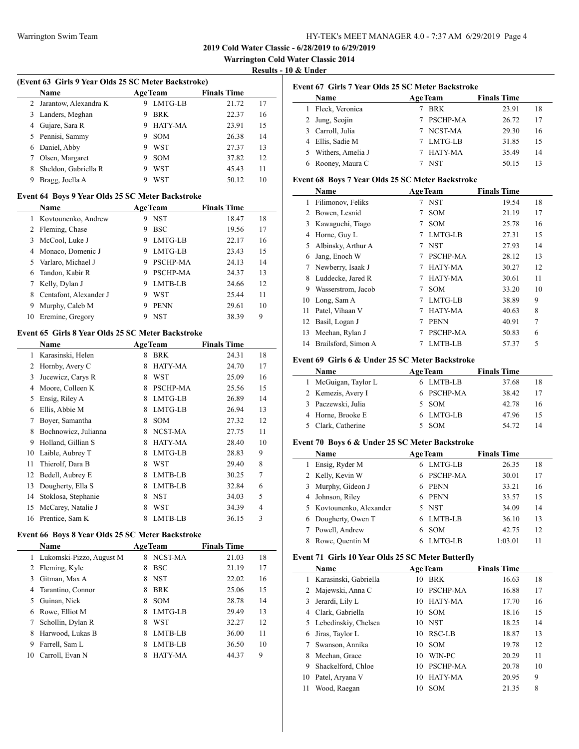## 2019 Cold Water Classic - 6/28/2019 to 6/29/2019

### Warrington Cold Water Classic 2014

### Results - 10 & Under

#### (Event 63 Girls 9 Year Olds 25 SC Meter Backstroke)

| | Name | Age | Team | Finals Time | |
|---|---|---|---|---|---|
| 2 | Jarantow, Alexandra K | 9 | LMTG-LB | 21.72 | 17 |
| 3 | Landers, Meghan | 9 | BRK | 22.37 | 16 |
| 4 | Gujare, Sara R | 9 | HATY-MA | 23.91 | 15 |
| 5 | Pennisi, Sammy | 9 | SOM | 26.38 | 14 |
| 6 | Daniel, Abby | 9 | WST | 27.37 | 13 |
| 7 | Olsen, Margaret | 9 | SOM | 37.82 | 12 |
| 8 | Sheldon, Gabriella R | 9 | WST | 45.43 | 11 |
| 9 | Bragg, Joella A | 9 | WST | 50.12 | 10 |

#### Event 64 Boys 9 Year Olds 25 SC Meter Backstroke

| | Name | Age | Team | Finals Time | |
|---|---|---|---|---|---|
| 1 | Kovtounenko, Andrew | 9 | NST | 18.47 | 18 |
| 2 | Fleming, Chase | 9 | BSC | 19.56 | 17 |
| 3 | McCool, Luke J | 9 | LMTG-LB | 22.17 | 16 |
| 4 | Monaco, Domenic J | 9 | LMTG-LB | 23.43 | 15 |
| 5 | Varlaro, Michael J | 9 | PSCHP-MA | 24.13 | 14 |
| 6 | Tandon, Kabir R | 9 | PSCHP-MA | 24.37 | 13 |
| 7 | Kelly, Dylan J | 9 | LMTB-LB | 24.66 | 12 |
| 8 | Centafont, Alexander J | 9 | WST | 25.44 | 11 |
| 9 | Murphy, Caleb M | 9 | PENN | 29.61 | 10 |
| 10 | Eremine, Gregory | 9 | NST | 38.39 | 9 |

#### Event 65 Girls 8 Year Olds 25 SC Meter Backstroke

| | Name | Age | Team | Finals Time | |
|---|---|---|---|---|---|
| 1 | Karasinski, Helen | 8 | BRK | 24.31 | 18 |
| 2 | Hornby, Avery C | 8 | HATY-MA | 24.70 | 17 |
| 3 | Jucewicz, Carys R | 8 | WST | 25.09 | 16 |
| 4 | Moore, Colleen K | 8 | PSCHP-MA | 25.56 | 15 |
| 5 | Ensig, Riley A | 8 | LMTG-LB | 26.89 | 14 |
| 6 | Ellis, Abbie M | 8 | LMTG-LB | 26.94 | 13 |
| 7 | Boyer, Samantha | 8 | SOM | 27.32 | 12 |
| 8 | Bochnowicz, Julianna | 8 | NCST-MA | 27.75 | 11 |
| 9 | Holland, Gillian S | 8 | HATY-MA | 28.40 | 10 |
| 10 | Laible, Aubrey T | 8 | LMTG-LB | 28.83 | 9 |
| 11 | Thierolf, Dara B | 8 | WST | 29.40 | 8 |
| 12 | Bedell, Aubrey E | 8 | LMTB-LB | 30.25 | 7 |
| 13 | Dougherty, Ella S | 8 | LMTB-LB | 32.84 | 6 |
| 14 | Stoklosa, Stephanie | 8 | NST | 34.03 | 5 |
| 15 | McCarey, Natalie J | 8 | WST | 34.39 | 4 |
| 16 | Prentice, Sam K | 8 | LMTB-LB | 36.15 | 3 |

#### Event 66 Boys 8 Year Olds 25 SC Meter Backstroke

| | Name | Age | Team | Finals Time | |
|---|---|---|---|---|---|
| 1 | Lukomski-Pizzo, August M | 8 | NCST-MA | 21.03 | 18 |
| 2 | Fleming, Kyle | 8 | BSC | 21.19 | 17 |
| 3 | Gitman, Max A | 8 | NST | 22.02 | 16 |
| 4 | Tarantino, Connor | 8 | BRK | 25.06 | 15 |
| 5 | Guinan, Nick | 8 | SOM | 28.78 | 14 |
| 6 | Rowe, Elliot M | 8 | LMTG-LB | 29.49 | 13 |
| 7 | Schollin, Dylan R | 8 | WST | 32.27 | 12 |
| 8 | Harwood, Lukas B | 8 | LMTB-LB | 36.00 | 11 |
| 9 | Farrell, Sam L | 8 | LMTB-LB | 36.50 | 10 |
| 10 | Carroll, Evan N | 8 | HATY-MA | 44.37 | 9 |

#### Event 67 Girls 7 Year Olds 25 SC Meter Backstroke

| | Name | Age | Team | Finals Time | |
|---|---|---|---|---|---|
| 1 | Fleck, Veronica | 7 | BRK | 23.91 | 18 |
| 2 | Jung, Seojin | 7 | PSCHP-MA | 26.72 | 17 |
| 3 | Carroll, Julia | 7 | NCST-MA | 29.30 | 16 |
| 4 | Ellis, Sadie M | 7 | LMTG-LB | 31.85 | 15 |
| 5 | Withers, Amelia J | 7 | HATY-MA | 35.49 | 14 |
| 6 | Rooney, Maura C | 7 | NST | 50.15 | 13 |

#### Event 68 Boys 7 Year Olds 25 SC Meter Backstroke

| | Name | Age | Team | Finals Time | |
|---|---|---|---|---|---|
| 1 | Filimonov, Feliks | 7 | NST | 19.54 | 18 |
| 2 | Bowen, Lesnid | 7 | SOM | 21.19 | 17 |
| 3 | Kawaguchi, Tiago | 7 | SOM | 25.78 | 16 |
| 4 | Horne, Guy L | 7 | LMTG-LB | 27.31 | 15 |
| 5 | Albinsky, Arthur A | 7 | NST | 27.93 | 14 |
| 6 | Jang, Enoch W | 7 | PSCHP-MA | 28.12 | 13 |
| 7 | Newberry, Isaak J | 7 | HATY-MA | 30.27 | 12 |
| 8 | Luddecke, Jared R | 7 | HATY-MA | 30.61 | 11 |
| 9 | Wasserstrom, Jacob | 7 | SOM | 33.20 | 10 |
| 10 | Long, Sam A | 7 | LMTG-LB | 38.89 | 9 |
| 11 | Patel, Vihaan V | 7 | HATY-MA | 40.63 | 8 |
| 12 | Basil, Logan J | 7 | PENN | 40.91 | 7 |
| 13 | Meehan, Rylan J | 7 | PSCHP-MA | 50.83 | 6 |
| 14 | Brailsford, Simon A | 7 | LMTB-LB | 57.37 | 5 |

#### Event 69 Girls 6 & Under 25 SC Meter Backstroke

| | Name | Age | Team | Finals Time | |
|---|---|---|---|---|---|
| 1 | McGuigan, Taylor L | 6 | LMTB-LB | 37.68 | 18 |
| 2 | Kemezis, Avery I | 6 | PSCHP-MA | 38.42 | 17 |
| 3 | Paczewski, Julia | 5 | SOM | 42.78 | 16 |
| 4 | Horne, Brooke E | 6 | LMTG-LB | 47.96 | 15 |
| 5 | Clark, Catherine | 5 | SOM | 54.72 | 14 |

#### Event 70 Boys 6 & Under 25 SC Meter Backstroke

| | Name | Age | Team | Finals Time | |
|---|---|---|---|---|---|
| 1 | Ensig, Ryder M | 6 | LMTG-LB | 26.35 | 18 |
| 2 | Kelly, Kevin W | 6 | PSCHP-MA | 30.01 | 17 |
| 3 | Murphy, Gideon J | 6 | PENN | 33.21 | 16 |
| 4 | Johnson, Riley | 6 | PENN | 33.57 | 15 |
| 5 | Kovtounenko, Alexander | 5 | NST | 34.09 | 14 |
| 6 | Dougherty, Owen T | 6 | LMTB-LB | 36.10 | 13 |
| 7 | Powell, Andrew | 6 | SOM | 42.75 | 12 |
| 8 | Rowe, Quentin M | 6 | LMTG-LB | 1:03.01 | 11 |

#### Event 71 Girls 10 Year Olds 25 SC Meter Butterfly

| | Name | Age | Team | Finals Time | |
|---|---|---|---|---|---|
| 1 | Karasinski, Gabriella | 10 | BRK | 16.63 | 18 |
| 2 | Majewski, Anna C | 10 | PSCHP-MA | 16.88 | 17 |
| 3 | Jerardi, Lily L | 10 | HATY-MA | 17.70 | 16 |
| 4 | Clark, Gabriella | 10 | SOM | 18.16 | 15 |
| 5 | Lebedinskiy, Chelsea | 10 | NST | 18.25 | 14 |
| 6 | Jiras, Taylor L | 10 | RSC-LB | 18.87 | 13 |
| 7 | Swanson, Annika | 10 | SOM | 19.78 | 12 |
| 8 | Meehan, Grace | 10 | WIN-PC | 20.29 | 11 |
| 9 | Shackelford, Chloe | 10 | PSCHP-MA | 20.78 | 10 |
| 10 | Patel, Aryana V | 10 | HATY-MA | 20.95 | 9 |
| 11 | Wood, Raegan | 10 | SOM | 21.35 | 8 |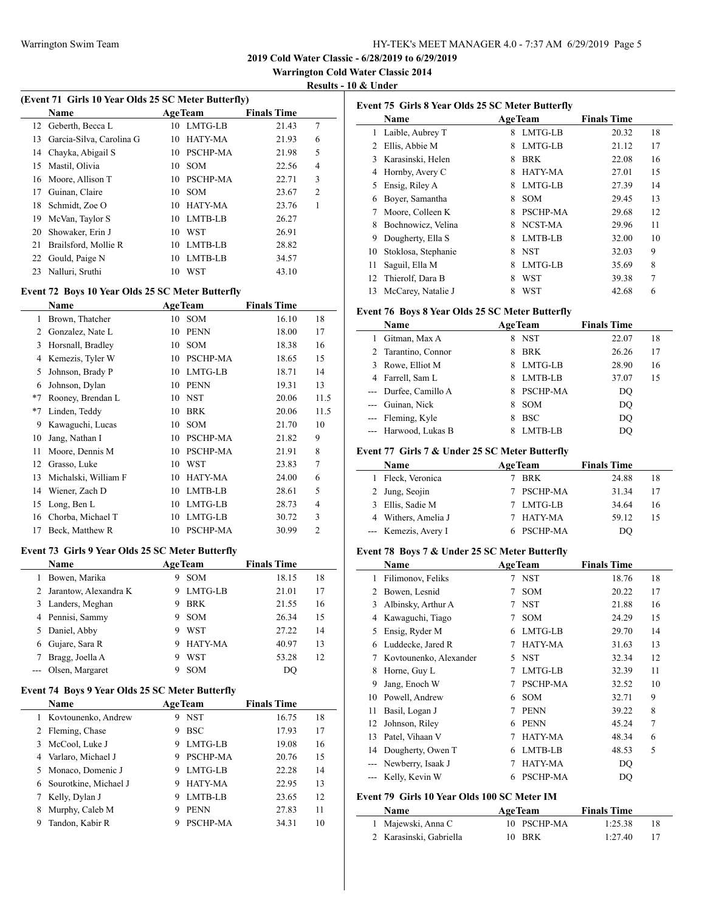**2019 Cold Water Classic - 6/28/2019 to 6/29/2019**

**Warrington Cold Water Classic 2014**

**Results - 10 & Under**

### (Event 71 Girls 10 Year Olds 25 SC Meter Butterfly)

| | Name | Age | Team | Finals Time | |
|---|---|---|---|---|---|
| 12 | Geberth, Becca L | 10 | LMTG-LB | 21.43 | 7 |
| 13 | Garcia-Silva, Carolina G | 10 | HATY-MA | 21.93 | 6 |
| 14 | Chayka, Abigail S | 10 | PSCHP-MA | 21.98 | 5 |
| 15 | Mastil, Olivia | 10 | SOM | 22.56 | 4 |
| 16 | Moore, Allison T | 10 | PSCHP-MA | 22.71 | 3 |
| 17 | Guinan, Claire | 10 | SOM | 23.67 | 2 |
| 18 | Schmidt, Zoe O | 10 | HATY-MA | 23.76 | 1 |
| 19 | McVan, Taylor S | 10 | LMTB-LB | 26.27 | |
| 20 | Showaker, Erin J | 10 | WST | 26.91 | |
| 21 | Brailsford, Mollie R | 10 | LMTB-LB | 28.82 | |
| 22 | Gould, Paige N | 10 | LMTB-LB | 34.57 | |
| 23 | Nalluri, Sruthi | 10 | WST | 43.10 | |

### Event 72 Boys 10 Year Olds 25 SC Meter Butterfly

| | Name | Age | Team | Finals Time | |
|---|---|---|---|---|---|
| 1 | Brown, Thatcher | 10 | SOM | 16.10 | 18 |
| 2 | Gonzalez, Nate L | 10 | PENN | 18.00 | 17 |
| 3 | Horsnall, Bradley | 10 | SOM | 18.38 | 16 |
| 4 | Kemezis, Tyler W | 10 | PSCHP-MA | 18.65 | 15 |
| 5 | Johnson, Brady P | 10 | LMTG-LB | 18.71 | 14 |
| 6 | Johnson, Dylan | 10 | PENN | 19.31 | 13 |
| *7 | Rooney, Brendan L | 10 | NST | 20.06 | 11.5 |
| *7 | Linden, Teddy | 10 | BRK | 20.06 | 11.5 |
| 9 | Kawaguchi, Lucas | 10 | SOM | 21.70 | 10 |
| 10 | Jang, Nathan I | 10 | PSCHP-MA | 21.82 | 9 |
| 11 | Moore, Dennis M | 10 | PSCHP-MA | 21.91 | 8 |
| 12 | Grasso, Luke | 10 | WST | 23.83 | 7 |
| 13 | Michalski, William F | 10 | HATY-MA | 24.00 | 6 |
| 14 | Wiener, Zach D | 10 | LMTB-LB | 28.61 | 5 |
| 15 | Long, Ben L | 10 | LMTG-LB | 28.73 | 4 |
| 16 | Chorba, Michael T | 10 | LMTG-LB | 30.72 | 3 |
| 17 | Beck, Matthew R | 10 | PSCHP-MA | 30.99 | 2 |

### Event 73 Girls 9 Year Olds 25 SC Meter Butterfly

| | Name | Age | Team | Finals Time | |
|---|---|---|---|---|---|
| 1 | Bowen, Marika | 9 | SOM | 18.15 | 18 |
| 2 | Jarantow, Alexandra K | 9 | LMTG-LB | 21.01 | 17 |
| 3 | Landers, Meghan | 9 | BRK | 21.55 | 16 |
| 4 | Pennisi, Sammy | 9 | SOM | 26.34 | 15 |
| 5 | Daniel, Abby | 9 | WST | 27.22 | 14 |
| 6 | Gujare, Sara R | 9 | HATY-MA | 40.97 | 13 |
| 7 | Bragg, Joella A | 9 | WST | 53.28 | 12 |
| --- | Olsen, Margaret | 9 | SOM | DQ | |

### Event 74 Boys 9 Year Olds 25 SC Meter Butterfly

| | Name | Age | Team | Finals Time | |
|---|---|---|---|---|---|
| 1 | Kovtounenko, Andrew | 9 | NST | 16.75 | 18 |
| 2 | Fleming, Chase | 9 | BSC | 17.93 | 17 |
| 3 | McCool, Luke J | 9 | LMTG-LB | 19.08 | 16 |
| 4 | Varlaro, Michael J | 9 | PSCHP-MA | 20.76 | 15 |
| 5 | Monaco, Domenic J | 9 | LMTG-LB | 22.28 | 14 |
| 6 | Sourotkine, Michael J | 9 | HATY-MA | 22.95 | 13 |
| 7 | Kelly, Dylan J | 9 | LMTB-LB | 23.65 | 12 |
| 8 | Murphy, Caleb M | 9 | PENN | 27.83 | 11 |
| 9 | Tandon, Kabir R | 9 | PSCHP-MA | 34.31 | 10 |

### Event 75 Girls 8 Year Olds 25 SC Meter Butterfly

| | Name | Age | Team | Finals Time | |
|---|---|---|---|---|---|
| 1 | Laible, Aubrey T | 8 | LMTG-LB | 20.32 | 18 |
| 2 | Ellis, Abbie M | 8 | LMTG-LB | 21.12 | 17 |
| 3 | Karasinski, Helen | 8 | BRK | 22.08 | 16 |
| 4 | Hornby, Avery C | 8 | HATY-MA | 27.01 | 15 |
| 5 | Ensig, Riley A | 8 | LMTG-LB | 27.39 | 14 |
| 6 | Boyer, Samantha | 8 | SOM | 29.45 | 13 |
| 7 | Moore, Colleen K | 8 | PSCHP-MA | 29.68 | 12 |
| 8 | Bochnowicz, Velina | 8 | NCST-MA | 29.96 | 11 |
| 9 | Dougherty, Ella S | 8 | LMTB-LB | 32.00 | 10 |
| 10 | Stoklosa, Stephanie | 8 | NST | 32.03 | 9 |
| 11 | Saguil, Ella M | 8 | LMTG-LB | 35.69 | 8 |
| 12 | Thierolf, Dara B | 8 | WST | 39.38 | 7 |
| 13 | McCarey, Natalie J | 8 | WST | 42.68 | 6 |

### Event 76 Boys 8 Year Olds 25 SC Meter Butterfly

| | Name | Age | Team | Finals Time | |
|---|---|---|---|---|---|
| 1 | Gitman, Max A | 8 | NST | 22.07 | 18 |
| 2 | Tarantino, Connor | 8 | BRK | 26.26 | 17 |
| 3 | Rowe, Elliot M | 8 | LMTG-LB | 28.90 | 16 |
| 4 | Farrell, Sam L | 8 | LMTB-LB | 37.07 | 15 |
| --- | Durfee, Camillo A | 8 | PSCHP-MA | DQ | |
| --- | Guinan, Nick | 8 | SOM | DQ | |
| --- | Fleming, Kyle | 8 | BSC | DQ | |
| --- | Harwood, Lukas B | 8 | LMTB-LB | DQ | |

### Event 77 Girls 7 & Under 25 SC Meter Butterfly

| | Name | Age | Team | Finals Time | |
|---|---|---|---|---|---|
| 1 | Fleck, Veronica | 7 | BRK | 24.88 | 18 |
| 2 | Jung, Seojin | 7 | PSCHP-MA | 31.34 | 17 |
| 3 | Ellis, Sadie M | 7 | LMTG-LB | 34.64 | 16 |
| 4 | Withers, Amelia J | 7 | HATY-MA | 59.12 | 15 |
| --- | Kemezis, Avery I | 6 | PSCHP-MA | DQ | |

### Event 78 Boys 7 & Under 25 SC Meter Butterfly

| | Name | Age | Team | Finals Time | |
|---|---|---|---|---|---|
| 1 | Filimonov, Feliks | 7 | NST | 18.76 | 18 |
| 2 | Bowen, Lesnid | 7 | SOM | 20.22 | 17 |
| 3 | Albinsky, Arthur A | 7 | NST | 21.88 | 16 |
| 4 | Kawaguchi, Tiago | 7 | SOM | 24.29 | 15 |
| 5 | Ensig, Ryder M | 6 | LMTG-LB | 29.70 | 14 |
| 6 | Luddecke, Jared R | 7 | HATY-MA | 31.63 | 13 |
| 7 | Kovtounenko, Alexander | 5 | NST | 32.34 | 12 |
| 8 | Horne, Guy L | 7 | LMTG-LB | 32.39 | 11 |
| 9 | Jang, Enoch W | 7 | PSCHP-MA | 32.52 | 10 |
| 10 | Powell, Andrew | 6 | SOM | 32.71 | 9 |
| 11 | Basil, Logan J | 7 | PENN | 39.22 | 8 |
| 12 | Johnson, Riley | 6 | PENN | 45.24 | 7 |
| 13 | Patel, Vihaan V | 7 | HATY-MA | 48.34 | 6 |
| 14 | Dougherty, Owen T | 6 | LMTB-LB | 48.53 | 5 |
| --- | Newberry, Isaak J | 7 | HATY-MA | DQ | |
| --- | Kelly, Kevin W | 6 | PSCHP-MA | DQ | |

### Event 79 Girls 10 Year Olds 100 SC Meter IM

| | Name | Age | Team | Finals Time | |
|---|---|---|---|---|---|
| 1 | Majewski, Anna C | 10 | PSCHP-MA | 1:25.38 | 18 |
| 2 | Karasinski, Gabriella | 10 | BRK | 1:27.40 | 17 |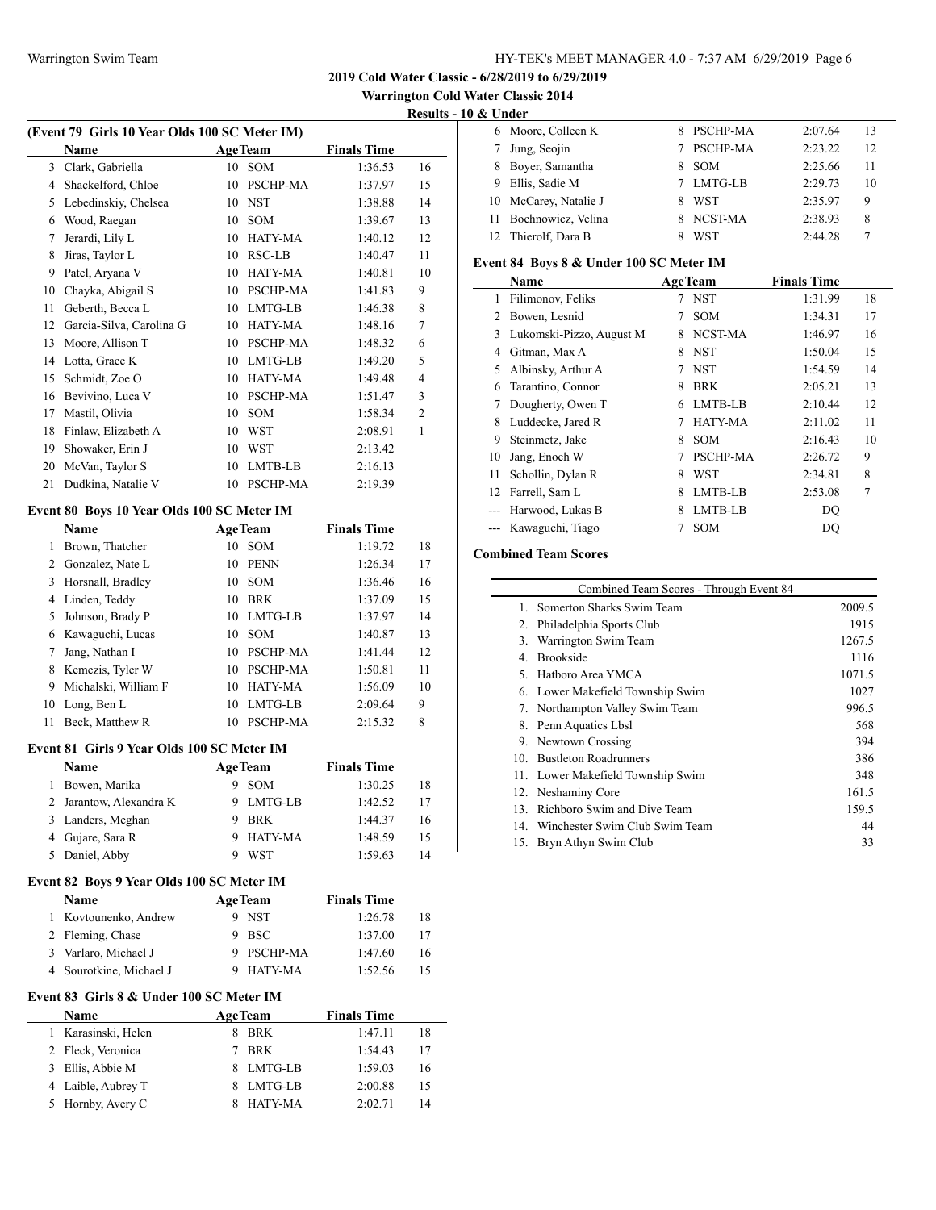**2019 Cold Water Classic - 6/28/2019 to 6/29/2019**

**Warrington Cold Water Classic 2014**

**Results - 10 & Under**

### (Event 79 Girls 10 Year Olds 100 SC Meter IM)

| | Name | Age | Team | Finals Time | |
|---|---|---|---|---|---|
| 3 | Clark, Gabriella | 10 | SOM | 1:36.53 | 16 |
| 4 | Shackelford, Chloe | 10 | PSCHP-MA | 1:37.97 | 15 |
| 5 | Lebedinskiy, Chelsea | 10 | NST | 1:38.88 | 14 |
| 6 | Wood, Raegan | 10 | SOM | 1:39.67 | 13 |
| 7 | Jerardi, Lily L | 10 | HATY-MA | 1:40.12 | 12 |
| 8 | Jiras, Taylor L | 10 | RSC-LB | 1:40.47 | 11 |
| 9 | Patel, Aryana V | 10 | HATY-MA | 1:40.81 | 10 |
| 10 | Chayka, Abigail S | 10 | PSCHP-MA | 1:41.83 | 9 |
| 11 | Geberth, Becca L | 10 | LMTG-LB | 1:46.38 | 8 |
| 12 | Garcia-Silva, Carolina G | 10 | HATY-MA | 1:48.16 | 7 |
| 13 | Moore, Allison T | 10 | PSCHP-MA | 1:48.32 | 6 |
| 14 | Lotta, Grace K | 10 | LMTG-LB | 1:49.20 | 5 |
| 15 | Schmidt, Zoe O | 10 | HATY-MA | 1:49.48 | 4 |
| 16 | Bevivino, Luca V | 10 | PSCHP-MA | 1:51.47 | 3 |
| 17 | Mastil, Olivia | 10 | SOM | 1:58.34 | 2 |
| 18 | Finlaw, Elizabeth A | 10 | WST | 2:08.91 | 1 |
| 19 | Showaker, Erin J | 10 | WST | 2:13.42 | |
| 20 | McVan, Taylor S | 10 | LMTB-LB | 2:16.13 | |
| 21 | Dudkina, Natalie V | 10 | PSCHP-MA | 2:19.39 | |

### Event 80 Boys 10 Year Olds 100 SC Meter IM

| | Name | Age | Team | Finals Time | |
|---|---|---|---|---|---|
| 1 | Brown, Thatcher | 10 | SOM | 1:19.72 | 18 |
| 2 | Gonzalez, Nate L | 10 | PENN | 1:26.34 | 17 |
| 3 | Horsnall, Bradley | 10 | SOM | 1:36.46 | 16 |
| 4 | Linden, Teddy | 10 | BRK | 1:37.09 | 15 |
| 5 | Johnson, Brady P | 10 | LMTG-LB | 1:37.97 | 14 |
| 6 | Kawaguchi, Lucas | 10 | SOM | 1:40.87 | 13 |
| 7 | Jang, Nathan I | 10 | PSCHP-MA | 1:41.44 | 12 |
| 8 | Kemezis, Tyler W | 10 | PSCHP-MA | 1:50.81 | 11 |
| 9 | Michalski, William F | 10 | HATY-MA | 1:56.09 | 10 |
| 10 | Long, Ben L | 10 | LMTG-LB | 2:09.64 | 9 |
| 11 | Beck, Matthew R | 10 | PSCHP-MA | 2:15.32 | 8 |

### Event 81 Girls 9 Year Olds 100 SC Meter IM

| | Name | Age | Team | Finals Time | |
|---|---|---|---|---|---|
| 1 | Bowen, Marika | 9 | SOM | 1:30.25 | 18 |
| 2 | Jarantow, Alexandra K | 9 | LMTG-LB | 1:42.52 | 17 |
| 3 | Landers, Meghan | 9 | BRK | 1:44.37 | 16 |
| 4 | Gujare, Sara R | 9 | HATY-MA | 1:48.59 | 15 |
| 5 | Daniel, Abby | 9 | WST | 1:59.63 | 14 |

### Event 82 Boys 9 Year Olds 100 SC Meter IM

| | Name | Age | Team | Finals Time | |
|---|---|---|---|---|---|
| 1 | Kovtounenko, Andrew | 9 | NST | 1:26.78 | 18 |
| 2 | Fleming, Chase | 9 | BSC | 1:37.00 | 17 |
| 3 | Varlaro, Michael J | 9 | PSCHP-MA | 1:47.60 | 16 |
| 4 | Sourotkine, Michael J | 9 | HATY-MA | 1:52.56 | 15 |

### Event 83 Girls 8 & Under 100 SC Meter IM

| | Name | Age | Team | Finals Time | |
|---|---|---|---|---|---|
| 1 | Karasinski, Helen | 8 | BRK | 1:47.11 | 18 |
| 2 | Fleck, Veronica | 7 | BRK | 1:54.43 | 17 |
| 3 | Ellis, Abbie M | 8 | LMTG-LB | 1:59.03 | 16 |
| 4 | Laible, Aubrey T | 8 | LMTG-LB | 2:00.88 | 15 |
| 5 | Hornby, Avery C | 8 | HATY-MA | 2:02.71 | 14 |
| 6 | Moore, Colleen K | 8 | PSCHP-MA | 2:07.64 | 13 |
| 7 | Jung, Seojin | 7 | PSCHP-MA | 2:23.22 | 12 |
| 8 | Boyer, Samantha | 8 | SOM | 2:25.66 | 11 |
| 9 | Ellis, Sadie M | 7 | LMTG-LB | 2:29.73 | 10 |
| 10 | McCarey, Natalie J | 8 | WST | 2:35.97 | 9 |
| 11 | Bochnowicz, Velina | 8 | NCST-MA | 2:38.93 | 8 |
| 12 | Thierolf, Dara B | 8 | WST | 2:44.28 | 7 |

### Event 84 Boys 8 & Under 100 SC Meter IM

| | Name | Age | Team | Finals Time | |
|---|---|---|---|---|---|
| 1 | Filimonov, Feliks | 7 | NST | 1:31.99 | 18 |
| 2 | Bowen, Lesnid | 7 | SOM | 1:34.31 | 17 |
| 3 | Lukomski-Pizzo, August M | 8 | NCST-MA | 1:46.97 | 16 |
| 4 | Gitman, Max A | 8 | NST | 1:50.04 | 15 |
| 5 | Albinsky, Arthur A | 7 | NST | 1:54.59 | 14 |
| 6 | Tarantino, Connor | 8 | BRK | 2:05.21 | 13 |
| 7 | Dougherty, Owen T | 6 | LMTB-LB | 2:10.44 | 12 |
| 8 | Luddecke, Jared R | 7 | HATY-MA | 2:11.02 | 11 |
| 9 | Steinmetz, Jake | 8 | SOM | 2:16.43 | 10 |
| 10 | Jang, Enoch W | 7 | PSCHP-MA | 2:26.72 | 9 |
| 11 | Schollin, Dylan R | 8 | WST | 2:34.81 | 8 |
| 12 | Farrell, Sam L | 8 | LMTB-LB | 2:53.08 | 7 |
| --- | Harwood, Lukas B | 8 | LMTB-LB | DQ | |
| --- | Kawaguchi, Tiago | 7 | SOM | DQ | |

### Combined Team Scores

| | Combined Team Scores - Through Event 84 | |
|---|---|---|
| 1. | Somerton Sharks Swim Team | 2009.5 |
| 2. | Philadelphia Sports Club | 1915 |
| 3. | Warrington Swim Team | 1267.5 |
| 4. | Brookside | 1116 |
| 5. | Hatboro Area YMCA | 1071.5 |
| 6. | Lower Makefield Township Swim | 1027 |
| 7. | Northampton Valley Swim Team | 996.5 |
| 8. | Penn Aquatics Lbsl | 568 |
| 9. | Newtown Crossing | 394 |
| 10. | Bustleton Roadrunners | 386 |
| 11. | Lower Makefield Township Swim | 348 |
| 12. | Neshaminy Core | 161.5 |
| 13. | Richboro Swim and Dive Team | 159.5 |
| 14. | Winchester Swim Club Swim Team | 44 |
| 15. | Bryn Athyn Swim Club | 33 |